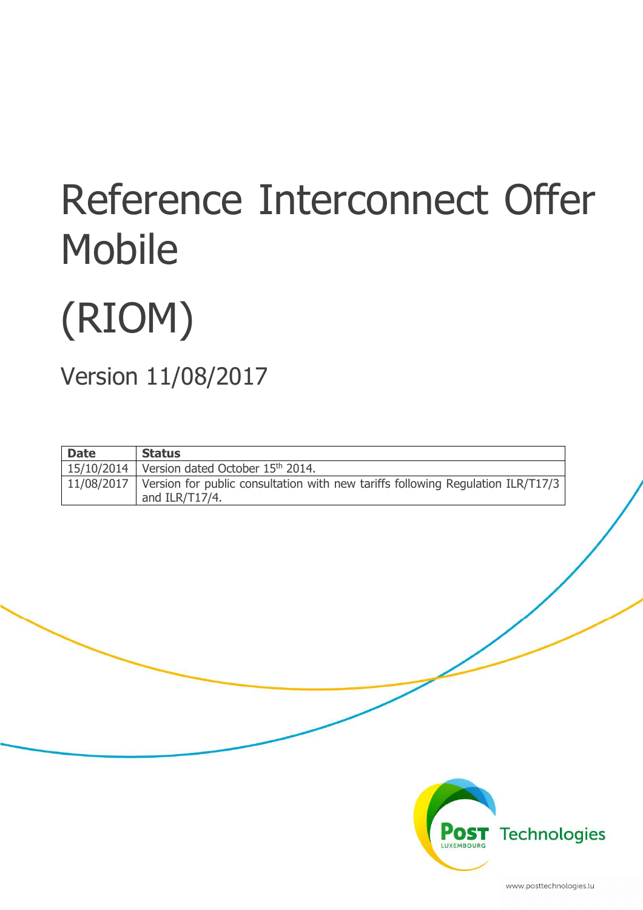# Reference Interconnect Offer Mobile

# (RIOM)

## Version 11/08/2017

| Date | Status |
|---|---|
| 15/10/2014 | Version dated October 15th 2014. |
| 11/08/2017 | Version for public consultation with new tariffs following Regulation ILR/T17/3 and ILR/T17/4. |

POST LUXEMBOURG Technologies

www.posttechnologies.lu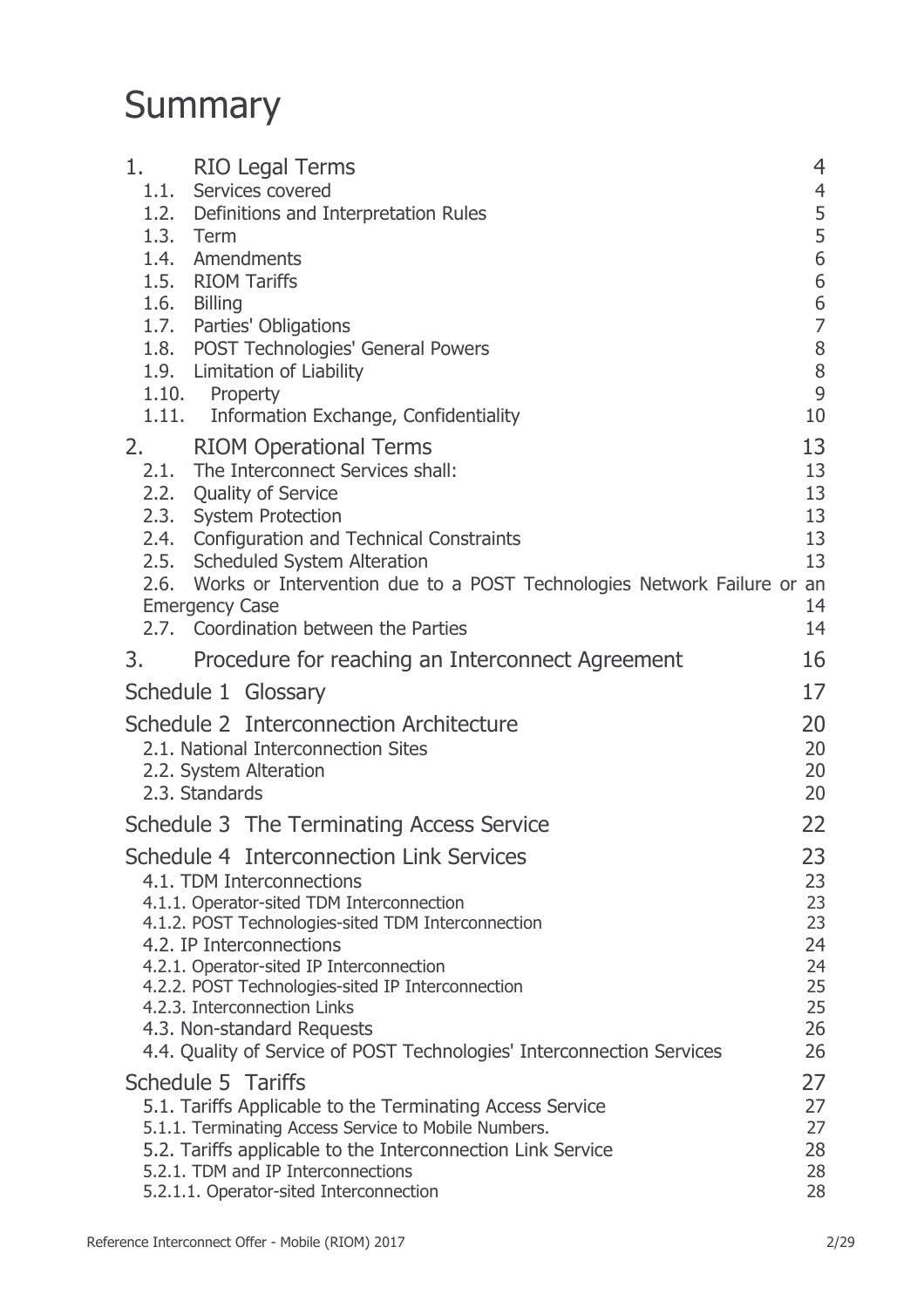# Summary

| | | |
|---|---|---|
| 1. | RIO Legal Terms | 4 |
| 1.1. | Services covered | 4 |
| 1.2. | Definitions and Interpretation Rules | 5 |
| 1.3. | Term | 5 |
| 1.4. | Amendments | 6 |
| 1.5. | RIOM Tariffs | 6 |
| 1.6. | Billing | 6 |
| 1.7. | Parties' Obligations | 7 |
| 1.8. | POST Technologies' General Powers | 8 |
| 1.9. | Limitation of Liability | 8 |
| 1.10. | Property | 9 |
| 1.11. | Information Exchange, Confidentiality | 10 |
| 2. | RIOM Operational Terms | 13 |
| 2.1. | The Interconnect Services shall: | 13 |
| 2.2. | Quality of Service | 13 |
| 2.3. | System Protection | 13 |
| 2.4. | Configuration and Technical Constraints | 13 |
| 2.5. | Scheduled System Alteration | 13 |
| 2.6. | Works or Intervention due to a POST Technologies Network Failure or an Emergency Case | 14 |
| 2.7. | Coordination between the Parties | 14 |
| 3. | Procedure for reaching an Interconnect Agreement | 16 |
| Schedule 1 | Glossary | 17 |
| Schedule 2 | Interconnection Architecture | 20 |
| 2.1. | National Interconnection Sites | 20 |
| 2.2. | System Alteration | 20 |
| 2.3. | Standards | 20 |
| Schedule 3 | The Terminating Access Service | 22 |
| Schedule 4 | Interconnection Link Services | 23 |
| 4.1. | TDM Interconnections | 23 |
| 4.1.1. | Operator-sited TDM Interconnection | 23 |
| 4.1.2. | POST Technologies-sited TDM Interconnection | 23 |
| 4.2. | IP Interconnections | 24 |
| 4.2.1. | Operator-sited IP Interconnection | 24 |
| 4.2.2. | POST Technologies-sited IP Interconnection | 25 |
| 4.2.3. | Interconnection Links | 25 |
| 4.3. | Non-standard Requests | 26 |
| 4.4. | Quality of Service of POST Technologies' Interconnection Services | 26 |
| Schedule 5 | Tariffs | 27 |
| 5.1. | Tariffs Applicable to the Terminating Access Service | 27 |
| 5.1.1. | Terminating Access Service to Mobile Numbers. | 27 |
| 5.2. | Tariffs applicable to the Interconnection Link Service | 28 |
| 5.2.1. | TDM and IP Interconnections | 28 |
| 5.2.1.1. | Operator-sited Interconnection | 28 |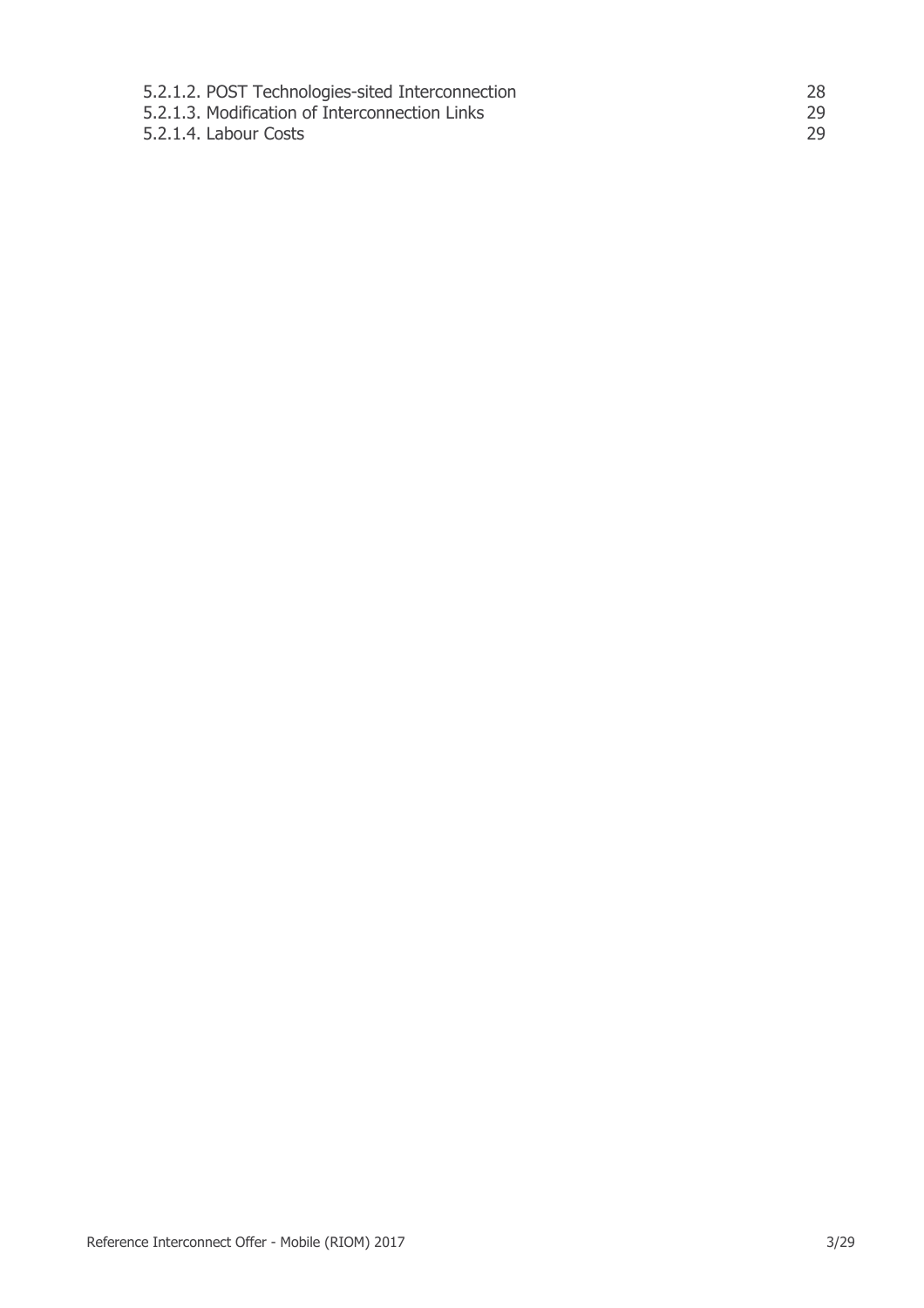5.2.1.2. POST Technologies-sited Interconnection 28
5.2.1.3. Modification of Interconnection Links 29
5.2.1.4. Labour Costs 29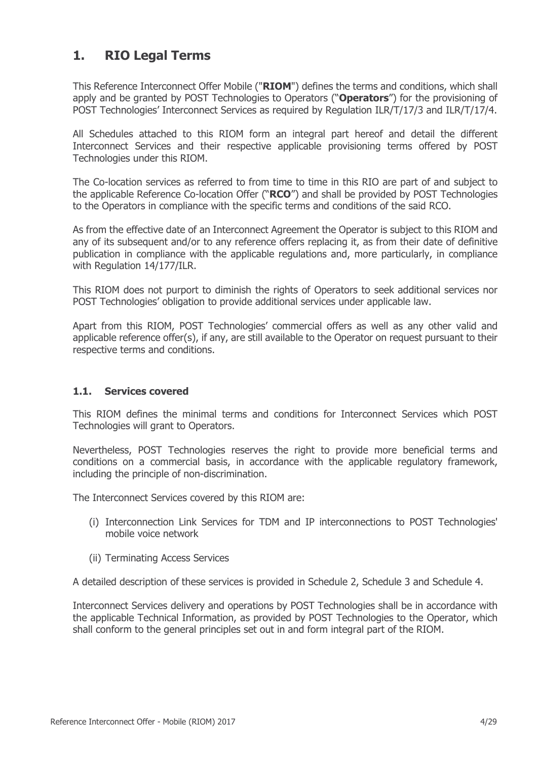# 1. RIO Legal Terms

This Reference Interconnect Offer Mobile ("**RIOM**") defines the terms and conditions, which shall apply and be granted by POST Technologies to Operators ("**Operators**") for the provisioning of POST Technologies' Interconnect Services as required by Regulation ILR/T/17/3 and ILR/T/17/4.

All Schedules attached to this RIOM form an integral part hereof and detail the different Interconnect Services and their respective applicable provisioning terms offered by POST Technologies under this RIOM.

The Co-location services as referred to from time to time in this RIO are part of and subject to the applicable Reference Co-location Offer ("**RCO**") and shall be provided by POST Technologies to the Operators in compliance with the specific terms and conditions of the said RCO.

As from the effective date of an Interconnect Agreement the Operator is subject to this RIOM and any of its subsequent and/or to any reference offers replacing it, as from their date of definitive publication in compliance with the applicable regulations and, more particularly, in compliance with Regulation 14/177/ILR.

This RIOM does not purport to diminish the rights of Operators to seek additional services nor POST Technologies' obligation to provide additional services under applicable law.

Apart from this RIOM, POST Technologies' commercial offers as well as any other valid and applicable reference offer(s), if any, are still available to the Operator on request pursuant to their respective terms and conditions.

## 1.1. Services covered

This RIOM defines the minimal terms and conditions for Interconnect Services which POST Technologies will grant to Operators.

Nevertheless, POST Technologies reserves the right to provide more beneficial terms and conditions on a commercial basis, in accordance with the applicable regulatory framework, including the principle of non-discrimination.

The Interconnect Services covered by this RIOM are:

(i) Interconnection Link Services for TDM and IP interconnections to POST Technologies' mobile voice network

(ii) Terminating Access Services

A detailed description of these services is provided in Schedule 2, Schedule 3 and Schedule 4.

Interconnect Services delivery and operations by POST Technologies shall be in accordance with the applicable Technical Information, as provided by POST Technologies to the Operator, which shall conform to the general principles set out in and form integral part of the RIOM.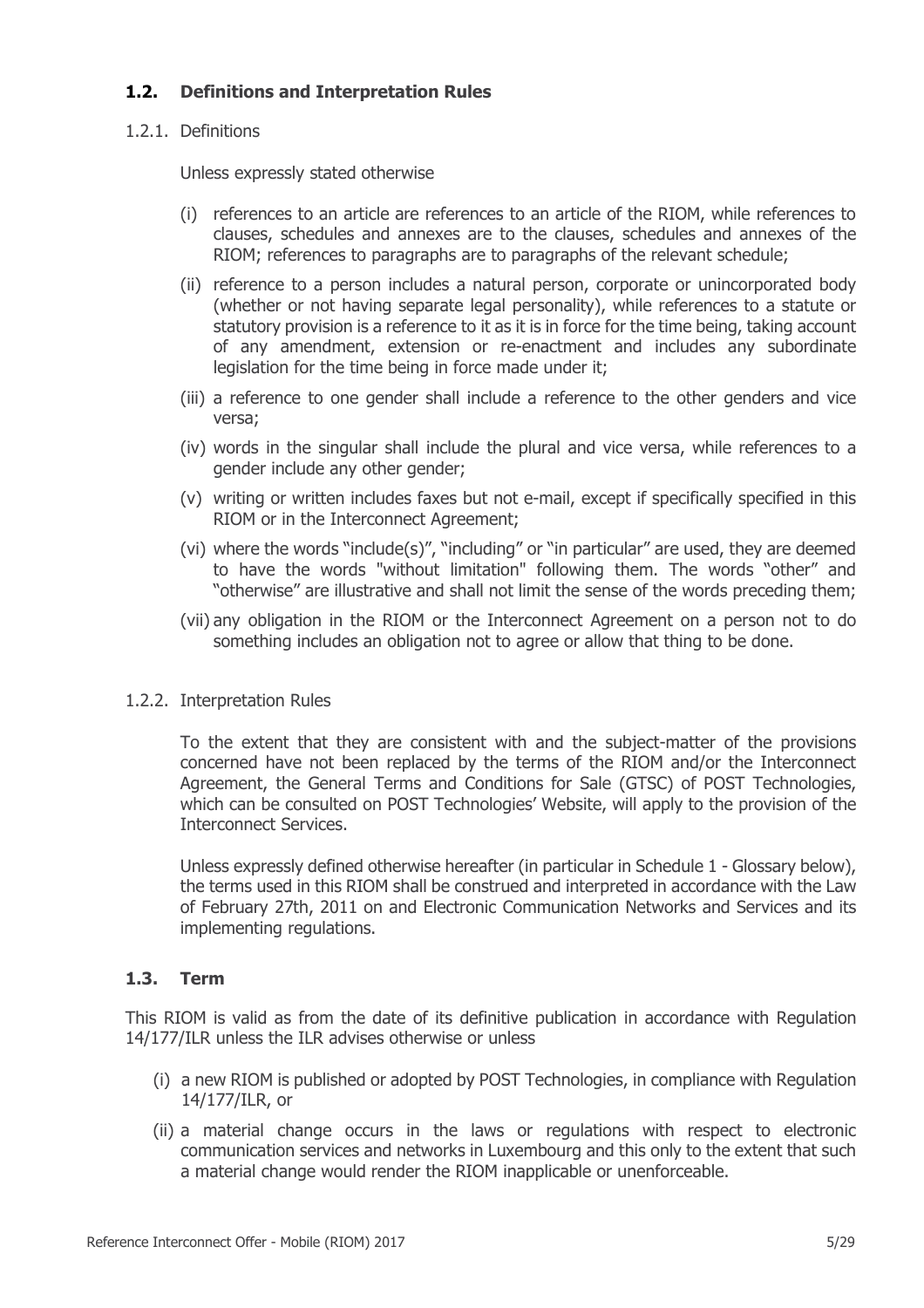## 1.2. Definitions and Interpretation Rules

### 1.2.1. Definitions

Unless expressly stated otherwise

(i) references to an article are references to an article of the RIOM, while references to clauses, schedules and annexes are to the clauses, schedules and annexes of the RIOM; references to paragraphs are to paragraphs of the relevant schedule;

(ii) reference to a person includes a natural person, corporate or unincorporated body (whether or not having separate legal personality), while references to a statute or statutory provision is a reference to it as it is in force for the time being, taking account of any amendment, extension or re-enactment and includes any subordinate legislation for the time being in force made under it;

(iii) a reference to one gender shall include a reference to the other genders and vice versa;

(iv) words in the singular shall include the plural and vice versa, while references to a gender include any other gender;

(v) writing or written includes faxes but not e-mail, except if specifically specified in this RIOM or in the Interconnect Agreement;

(vi) where the words "include(s)", "including" or "in particular" are used, they are deemed to have the words "without limitation" following them. The words "other" and "otherwise" are illustrative and shall not limit the sense of the words preceding them;

(vii) any obligation in the RIOM or the Interconnect Agreement on a person not to do something includes an obligation not to agree or allow that thing to be done.

### 1.2.2. Interpretation Rules

To the extent that they are consistent with and the subject-matter of the provisions concerned have not been replaced by the terms of the RIOM and/or the Interconnect Agreement, the General Terms and Conditions for Sale (GTSC) of POST Technologies, which can be consulted on POST Technologies' Website, will apply to the provision of the Interconnect Services.

Unless expressly defined otherwise hereafter (in particular in Schedule 1 - Glossary below), the terms used in this RIOM shall be construed and interpreted in accordance with the Law of February 27th, 2011 on and Electronic Communication Networks and Services and its implementing regulations.

## 1.3. Term

This RIOM is valid as from the date of its definitive publication in accordance with Regulation 14/177/ILR unless the ILR advises otherwise or unless

(i) a new RIOM is published or adopted by POST Technologies, in compliance with Regulation 14/177/ILR, or

(ii) a material change occurs in the laws or regulations with respect to electronic communication services and networks in Luxembourg and this only to the extent that such a material change would render the RIOM inapplicable or unenforceable.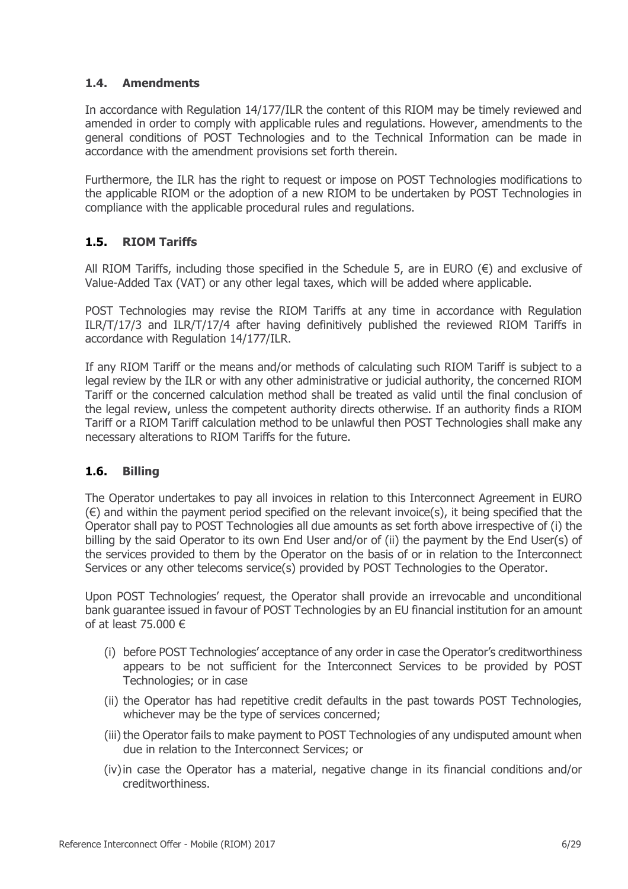### 1.4. Amendments

In accordance with Regulation 14/177/ILR the content of this RIOM may be timely reviewed and amended in order to comply with applicable rules and regulations. However, amendments to the general conditions of POST Technologies and to the Technical Information can be made in accordance with the amendment provisions set forth therein.

Furthermore, the ILR has the right to request or impose on POST Technologies modifications to the applicable RIOM or the adoption of a new RIOM to be undertaken by POST Technologies in compliance with the applicable procedural rules and regulations.

### 1.5. RIOM Tariffs

All RIOM Tariffs, including those specified in the Schedule 5, are in EURO (€) and exclusive of Value-Added Tax (VAT) or any other legal taxes, which will be added where applicable.

POST Technologies may revise the RIOM Tariffs at any time in accordance with Regulation ILR/T/17/3 and ILR/T/17/4 after having definitively published the reviewed RIOM Tariffs in accordance with Regulation 14/177/ILR.

If any RIOM Tariff or the means and/or methods of calculating such RIOM Tariff is subject to a legal review by the ILR or with any other administrative or judicial authority, the concerned RIOM Tariff or the concerned calculation method shall be treated as valid until the final conclusion of the legal review, unless the competent authority directs otherwise. If an authority finds a RIOM Tariff or a RIOM Tariff calculation method to be unlawful then POST Technologies shall make any necessary alterations to RIOM Tariffs for the future.

### 1.6. Billing

The Operator undertakes to pay all invoices in relation to this Interconnect Agreement in EURO (€) and within the payment period specified on the relevant invoice(s), it being specified that the Operator shall pay to POST Technologies all due amounts as set forth above irrespective of (i) the billing by the said Operator to its own End User and/or of (ii) the payment by the End User(s) of the services provided to them by the Operator on the basis of or in relation to the Interconnect Services or any other telecoms service(s) provided by POST Technologies to the Operator.

Upon POST Technologies' request, the Operator shall provide an irrevocable and unconditional bank guarantee issued in favour of POST Technologies by an EU financial institution for an amount of at least 75.000 €

- (i) before POST Technologies' acceptance of any order in case the Operator's creditworthiness appears to be not sufficient for the Interconnect Services to be provided by POST Technologies; or in case
- (ii) the Operator has had repetitive credit defaults in the past towards POST Technologies, whichever may be the type of services concerned;
- (iii) the Operator fails to make payment to POST Technologies of any undisputed amount when due in relation to the Interconnect Services; or
- (iv) in case the Operator has a material, negative change in its financial conditions and/or creditworthiness.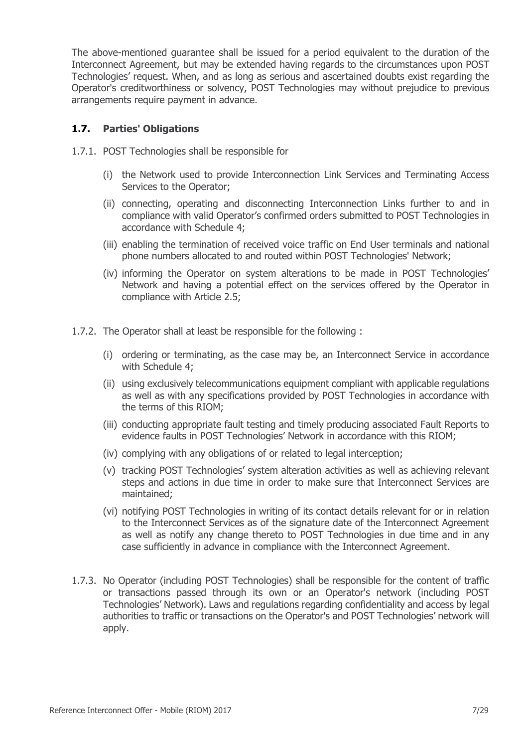The above-mentioned guarantee shall be issued for a period equivalent to the duration of the Interconnect Agreement, but may be extended having regards to the circumstances upon POST Technologies' request. When, and as long as serious and ascertained doubts exist regarding the Operator's creditworthiness or solvency, POST Technologies may without prejudice to previous arrangements require payment in advance.

### 1.7. Parties' Obligations

1.7.1. POST Technologies shall be responsible for

- (i) the Network used to provide Interconnection Link Services and Terminating Access Services to the Operator;
- (ii) connecting, operating and disconnecting Interconnection Links further to and in compliance with valid Operator's confirmed orders submitted to POST Technologies in accordance with Schedule 4;
- (iii) enabling the termination of received voice traffic on End User terminals and national phone numbers allocated to and routed within POST Technologies' Network;
- (iv) informing the Operator on system alterations to be made in POST Technologies' Network and having a potential effect on the services offered by the Operator in compliance with Article 2.5;

1.7.2. The Operator shall at least be responsible for the following :

- (i) ordering or terminating, as the case may be, an Interconnect Service in accordance with Schedule 4;
- (ii) using exclusively telecommunications equipment compliant with applicable regulations as well as with any specifications provided by POST Technologies in accordance with the terms of this RIOM;
- (iii) conducting appropriate fault testing and timely producing associated Fault Reports to evidence faults in POST Technologies' Network in accordance with this RIOM;
- (iv) complying with any obligations of or related to legal interception;
- (v) tracking POST Technologies' system alteration activities as well as achieving relevant steps and actions in due time in order to make sure that Interconnect Services are maintained;
- (vi) notifying POST Technologies in writing of its contact details relevant for or in relation to the Interconnect Services as of the signature date of the Interconnect Agreement as well as notify any change thereto to POST Technologies in due time and in any case sufficiently in advance in compliance with the Interconnect Agreement.

1.7.3. No Operator (including POST Technologies) shall be responsible for the content of traffic or transactions passed through its own or an Operator's network (including POST Technologies' Network). Laws and regulations regarding confidentiality and access by legal authorities to traffic or transactions on the Operator's and POST Technologies' network will apply.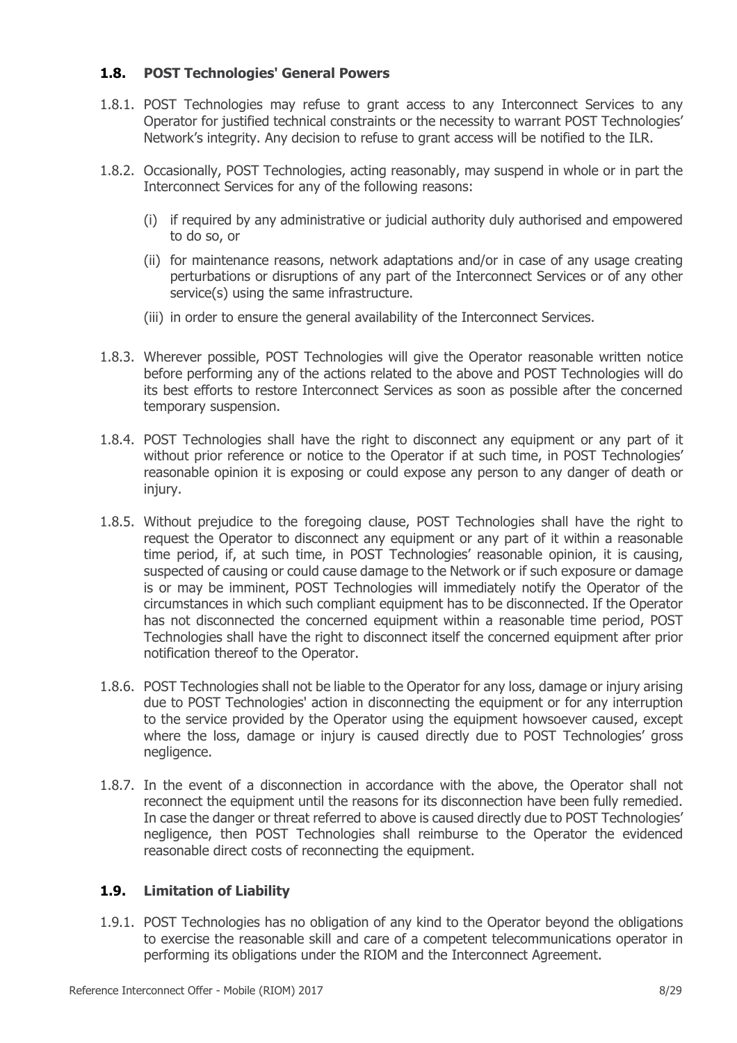## 1.8. POST Technologies' General Powers

1.8.1. POST Technologies may refuse to grant access to any Interconnect Services to any Operator for justified technical constraints or the necessity to warrant POST Technologies' Network's integrity. Any decision to refuse to grant access will be notified to the ILR.

1.8.2. Occasionally, POST Technologies, acting reasonably, may suspend in whole or in part the Interconnect Services for any of the following reasons:

(i) if required by any administrative or judicial authority duly authorised and empowered to do so, or

(ii) for maintenance reasons, network adaptations and/or in case of any usage creating perturbations or disruptions of any part of the Interconnect Services or of any other service(s) using the same infrastructure.

(iii) in order to ensure the general availability of the Interconnect Services.

1.8.3. Wherever possible, POST Technologies will give the Operator reasonable written notice before performing any of the actions related to the above and POST Technologies will do its best efforts to restore Interconnect Services as soon as possible after the concerned temporary suspension.

1.8.4. POST Technologies shall have the right to disconnect any equipment or any part of it without prior reference or notice to the Operator if at such time, in POST Technologies' reasonable opinion it is exposing or could expose any person to any danger of death or injury.

1.8.5. Without prejudice to the foregoing clause, POST Technologies shall have the right to request the Operator to disconnect any equipment or any part of it within a reasonable time period, if, at such time, in POST Technologies' reasonable opinion, it is causing, suspected of causing or could cause damage to the Network or if such exposure or damage is or may be imminent, POST Technologies will immediately notify the Operator of the circumstances in which such compliant equipment has to be disconnected. If the Operator has not disconnected the concerned equipment within a reasonable time period, POST Technologies shall have the right to disconnect itself the concerned equipment after prior notification thereof to the Operator.

1.8.6. POST Technologies shall not be liable to the Operator for any loss, damage or injury arising due to POST Technologies' action in disconnecting the equipment or for any interruption to the service provided by the Operator using the equipment howsoever caused, except where the loss, damage or injury is caused directly due to POST Technologies' gross negligence.

1.8.7. In the event of a disconnection in accordance with the above, the Operator shall not reconnect the equipment until the reasons for its disconnection have been fully remedied. In case the danger or threat referred to above is caused directly due to POST Technologies' negligence, then POST Technologies shall reimburse to the Operator the evidenced reasonable direct costs of reconnecting the equipment.

## 1.9. Limitation of Liability

1.9.1. POST Technologies has no obligation of any kind to the Operator beyond the obligations to exercise the reasonable skill and care of a competent telecommunications operator in performing its obligations under the RIOM and the Interconnect Agreement.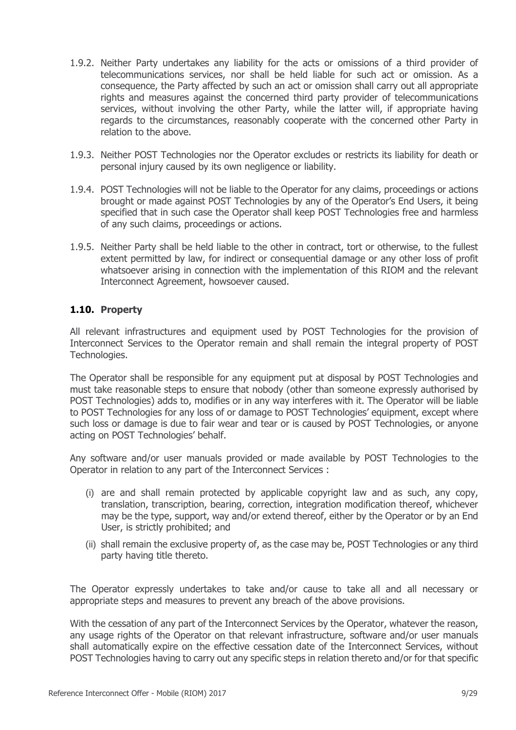1.9.2. Neither Party undertakes any liability for the acts or omissions of a third provider of telecommunications services, nor shall be held liable for such act or omission. As a consequence, the Party affected by such an act or omission shall carry out all appropriate rights and measures against the concerned third party provider of telecommunications services, without involving the other Party, while the latter will, if appropriate having regards to the circumstances, reasonably cooperate with the concerned other Party in relation to the above.

1.9.3. Neither POST Technologies nor the Operator excludes or restricts its liability for death or personal injury caused by its own negligence or liability.

1.9.4. POST Technologies will not be liable to the Operator for any claims, proceedings or actions brought or made against POST Technologies by any of the Operator's End Users, it being specified that in such case the Operator shall keep POST Technologies free and harmless of any such claims, proceedings or actions.

1.9.5. Neither Party shall be held liable to the other in contract, tort or otherwise, to the fullest extent permitted by law, for indirect or consequential damage or any other loss of profit whatsoever arising in connection with the implementation of this RIOM and the relevant Interconnect Agreement, howsoever caused.

### 1.10. Property

All relevant infrastructures and equipment used by POST Technologies for the provision of Interconnect Services to the Operator remain and shall remain the integral property of POST Technologies.

The Operator shall be responsible for any equipment put at disposal by POST Technologies and must take reasonable steps to ensure that nobody (other than someone expressly authorised by POST Technologies) adds to, modifies or in any way interferes with it. The Operator will be liable to POST Technologies for any loss of or damage to POST Technologies' equipment, except where such loss or damage is due to fair wear and tear or is caused by POST Technologies, or anyone acting on POST Technologies' behalf.

Any software and/or user manuals provided or made available by POST Technologies to the Operator in relation to any part of the Interconnect Services :

(i) are and shall remain protected by applicable copyright law and as such, any copy, translation, transcription, bearing, correction, integration modification thereof, whichever may be the type, support, way and/or extend thereof, either by the Operator or by an End User, is strictly prohibited; and

(ii) shall remain the exclusive property of, as the case may be, POST Technologies or any third party having title thereto.

The Operator expressly undertakes to take and/or cause to take all and all necessary or appropriate steps and measures to prevent any breach of the above provisions.

With the cessation of any part of the Interconnect Services by the Operator, whatever the reason, any usage rights of the Operator on that relevant infrastructure, software and/or user manuals shall automatically expire on the effective cessation date of the Interconnect Services, without POST Technologies having to carry out any specific steps in relation thereto and/or for that specific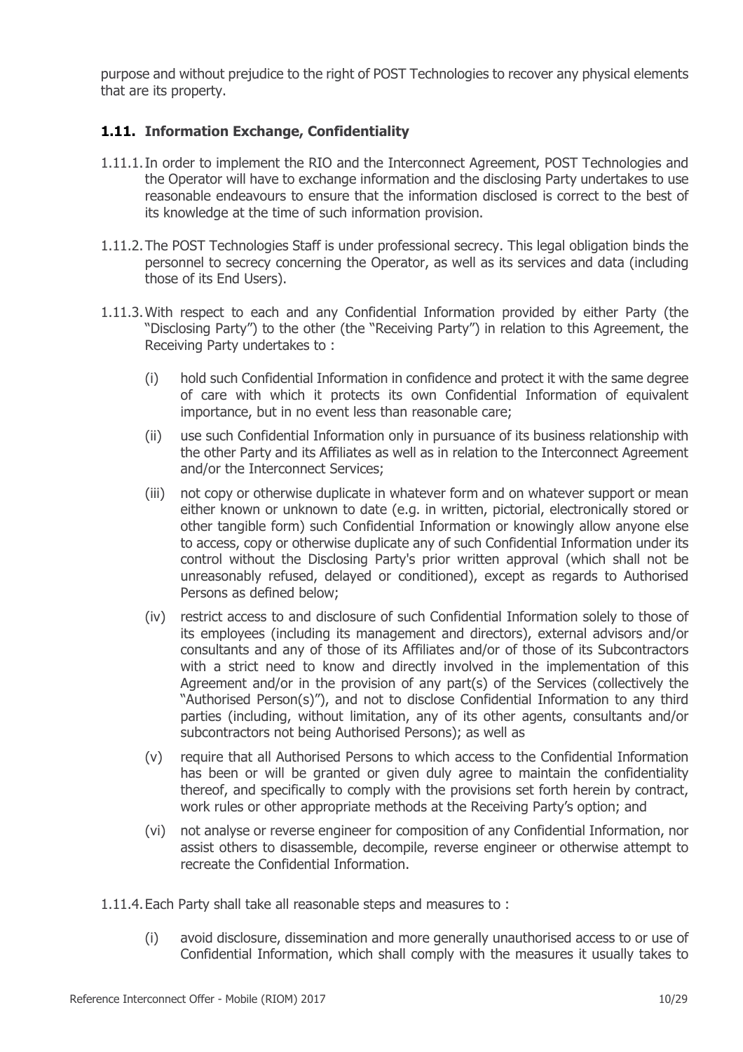purpose and without prejudice to the right of POST Technologies to recover any physical elements that are its property.

### 1.11. Information Exchange, Confidentiality

1.11.1. In order to implement the RIO and the Interconnect Agreement, POST Technologies and the Operator will have to exchange information and the disclosing Party undertakes to use reasonable endeavours to ensure that the information disclosed is correct to the best of its knowledge at the time of such information provision.

1.11.2. The POST Technologies Staff is under professional secrecy. This legal obligation binds the personnel to secrecy concerning the Operator, as well as its services and data (including those of its End Users).

1.11.3. With respect to each and any Confidential Information provided by either Party (the "Disclosing Party") to the other (the "Receiving Party") in relation to this Agreement, the Receiving Party undertakes to :

(i) hold such Confidential Information in confidence and protect it with the same degree of care with which it protects its own Confidential Information of equivalent importance, but in no event less than reasonable care;

(ii) use such Confidential Information only in pursuance of its business relationship with the other Party and its Affiliates as well as in relation to the Interconnect Agreement and/or the Interconnect Services;

(iii) not copy or otherwise duplicate in whatever form and on whatever support or mean either known or unknown to date (e.g. in written, pictorial, electronically stored or other tangible form) such Confidential Information or knowingly allow anyone else to access, copy or otherwise duplicate any of such Confidential Information under its control without the Disclosing Party's prior written approval (which shall not be unreasonably refused, delayed or conditioned), except as regards to Authorised Persons as defined below;

(iv) restrict access to and disclosure of such Confidential Information solely to those of its employees (including its management and directors), external advisors and/or consultants and any of those of its Affiliates and/or of those of its Subcontractors with a strict need to know and directly involved in the implementation of this Agreement and/or in the provision of any part(s) of the Services (collectively the "Authorised Person(s)"), and not to disclose Confidential Information to any third parties (including, without limitation, any of its other agents, consultants and/or subcontractors not being Authorised Persons); as well as

(v) require that all Authorised Persons to which access to the Confidential Information has been or will be granted or given duly agree to maintain the confidentiality thereof, and specifically to comply with the provisions set forth herein by contract, work rules or other appropriate methods at the Receiving Party's option; and

(vi) not analyse or reverse engineer for composition of any Confidential Information, nor assist others to disassemble, decompile, reverse engineer or otherwise attempt to recreate the Confidential Information.

1.11.4. Each Party shall take all reasonable steps and measures to :

(i) avoid disclosure, dissemination and more generally unauthorised access to or use of Confidential Information, which shall comply with the measures it usually takes to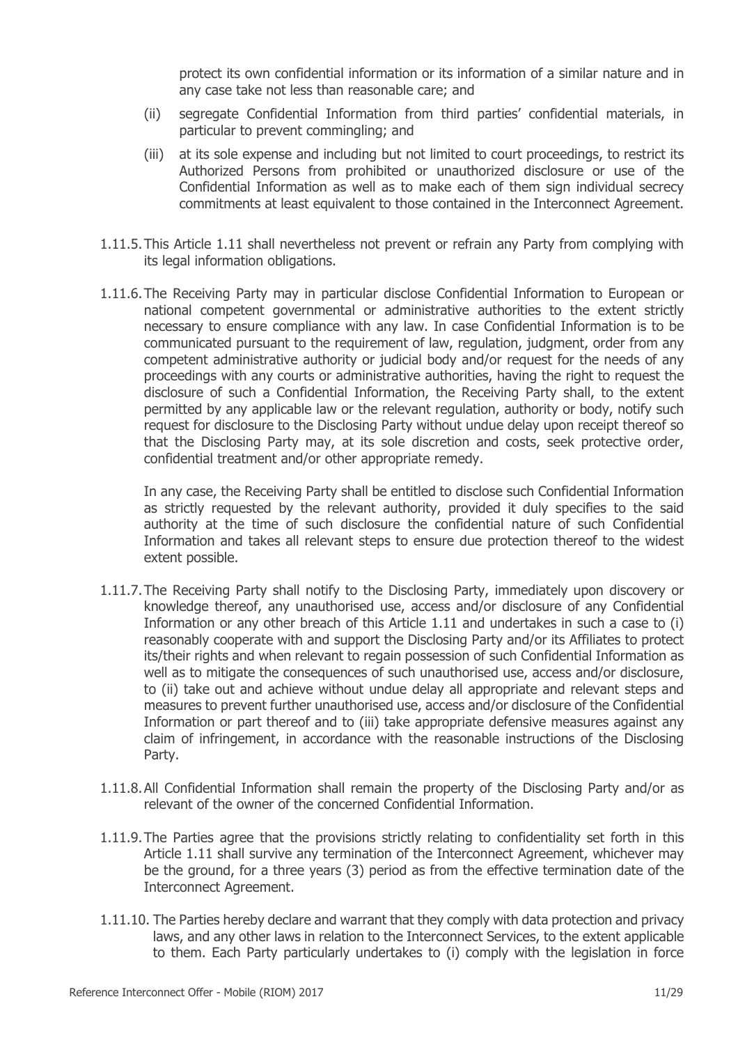protect its own confidential information or its information of a similar nature and in any case take not less than reasonable care; and

(ii) segregate Confidential Information from third parties' confidential materials, in particular to prevent commingling; and

(iii) at its sole expense and including but not limited to court proceedings, to restrict its Authorized Persons from prohibited or unauthorized disclosure or use of the Confidential Information as well as to make each of them sign individual secrecy commitments at least equivalent to those contained in the Interconnect Agreement.

1.11.5. This Article 1.11 shall nevertheless not prevent or refrain any Party from complying with its legal information obligations.

1.11.6. The Receiving Party may in particular disclose Confidential Information to European or national competent governmental or administrative authorities to the extent strictly necessary to ensure compliance with any law. In case Confidential Information is to be communicated pursuant to the requirement of law, regulation, judgment, order from any competent administrative authority or judicial body and/or request for the needs of any proceedings with any courts or administrative authorities, having the right to request the disclosure of such a Confidential Information, the Receiving Party shall, to the extent permitted by any applicable law or the relevant regulation, authority or body, notify such request for disclosure to the Disclosing Party without undue delay upon receipt thereof so that the Disclosing Party may, at its sole discretion and costs, seek protective order, confidential treatment and/or other appropriate remedy.

In any case, the Receiving Party shall be entitled to disclose such Confidential Information as strictly requested by the relevant authority, provided it duly specifies to the said authority at the time of such disclosure the confidential nature of such Confidential Information and takes all relevant steps to ensure due protection thereof to the widest extent possible.

1.11.7. The Receiving Party shall notify to the Disclosing Party, immediately upon discovery or knowledge thereof, any unauthorised use, access and/or disclosure of any Confidential Information or any other breach of this Article 1.11 and undertakes in such a case to (i) reasonably cooperate with and support the Disclosing Party and/or its Affiliates to protect its/their rights and when relevant to regain possession of such Confidential Information as well as to mitigate the consequences of such unauthorised use, access and/or disclosure, to (ii) take out and achieve without undue delay all appropriate and relevant steps and measures to prevent further unauthorised use, access and/or disclosure of the Confidential Information or part thereof and to (iii) take appropriate defensive measures against any claim of infringement, in accordance with the reasonable instructions of the Disclosing Party.

1.11.8. All Confidential Information shall remain the property of the Disclosing Party and/or as relevant of the owner of the concerned Confidential Information.

1.11.9. The Parties agree that the provisions strictly relating to confidentiality set forth in this Article 1.11 shall survive any termination of the Interconnect Agreement, whichever may be the ground, for a three years (3) period as from the effective termination date of the Interconnect Agreement.

1.11.10. The Parties hereby declare and warrant that they comply with data protection and privacy laws, and any other laws in relation to the Interconnect Services, to the extent applicable to them. Each Party particularly undertakes to (i) comply with the legislation in force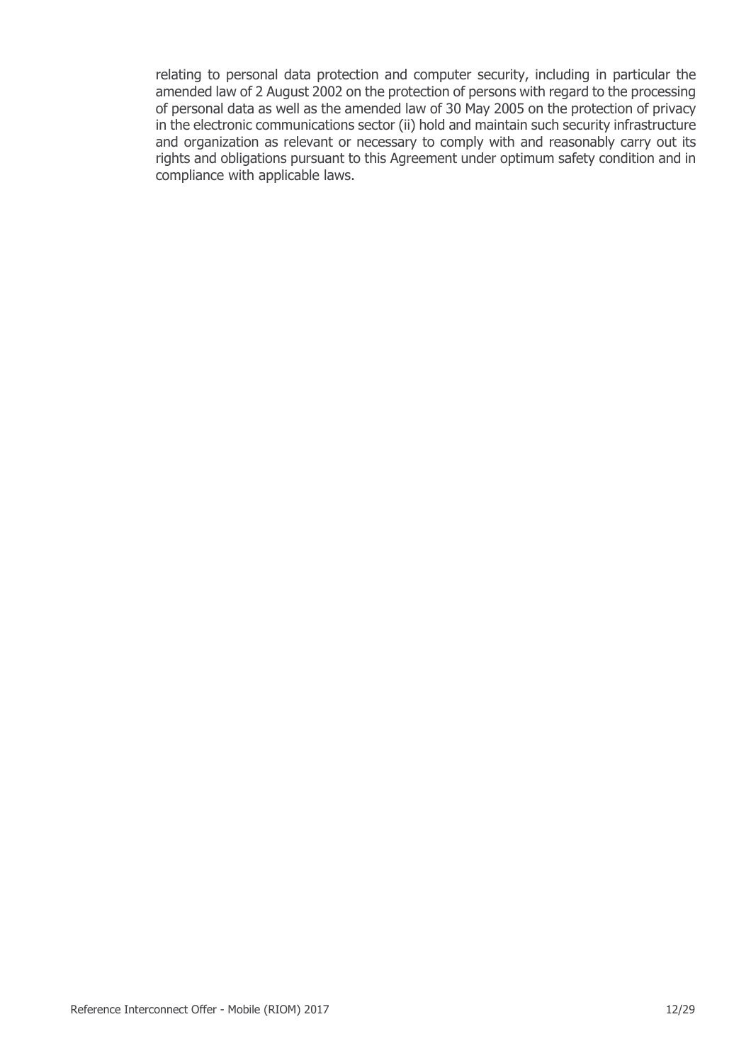relating to personal data protection and computer security, including in particular the amended law of 2 August 2002 on the protection of persons with regard to the processing of personal data as well as the amended law of 30 May 2005 on the protection of privacy in the electronic communications sector (ii) hold and maintain such security infrastructure and organization as relevant or necessary to comply with and reasonably carry out its rights and obligations pursuant to this Agreement under optimum safety condition and in compliance with applicable laws.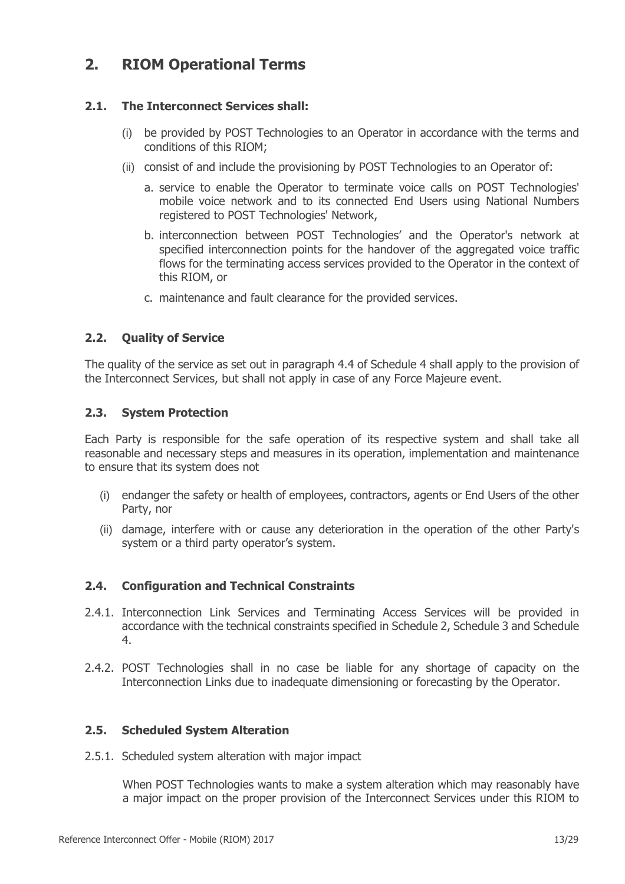## 2. RIOM Operational Terms

### 2.1. The Interconnect Services shall:

(i) be provided by POST Technologies to an Operator in accordance with the terms and conditions of this RIOM;

(ii) consist of and include the provisioning by POST Technologies to an Operator of:

a. service to enable the Operator to terminate voice calls on POST Technologies' mobile voice network and to its connected End Users using National Numbers registered to POST Technologies' Network,

b. interconnection between POST Technologies' and the Operator's network at specified interconnection points for the handover of the aggregated voice traffic flows for the terminating access services provided to the Operator in the context of this RIOM, or

c. maintenance and fault clearance for the provided services.

### 2.2. Quality of Service

The quality of the service as set out in paragraph 4.4 of Schedule 4 shall apply to the provision of the Interconnect Services, but shall not apply in case of any Force Majeure event.

### 2.3. System Protection

Each Party is responsible for the safe operation of its respective system and shall take all reasonable and necessary steps and measures in its operation, implementation and maintenance to ensure that its system does not

(i) endanger the safety or health of employees, contractors, agents or End Users of the other Party, nor

(ii) damage, interfere with or cause any deterioration in the operation of the other Party's system or a third party operator's system.

### 2.4. Configuration and Technical Constraints

2.4.1. Interconnection Link Services and Terminating Access Services will be provided in accordance with the technical constraints specified in Schedule 2, Schedule 3 and Schedule 4.

2.4.2. POST Technologies shall in no case be liable for any shortage of capacity on the Interconnection Links due to inadequate dimensioning or forecasting by the Operator.

### 2.5. Scheduled System Alteration

2.5.1. Scheduled system alteration with major impact

When POST Technologies wants to make a system alteration which may reasonably have a major impact on the proper provision of the Interconnect Services under this RIOM to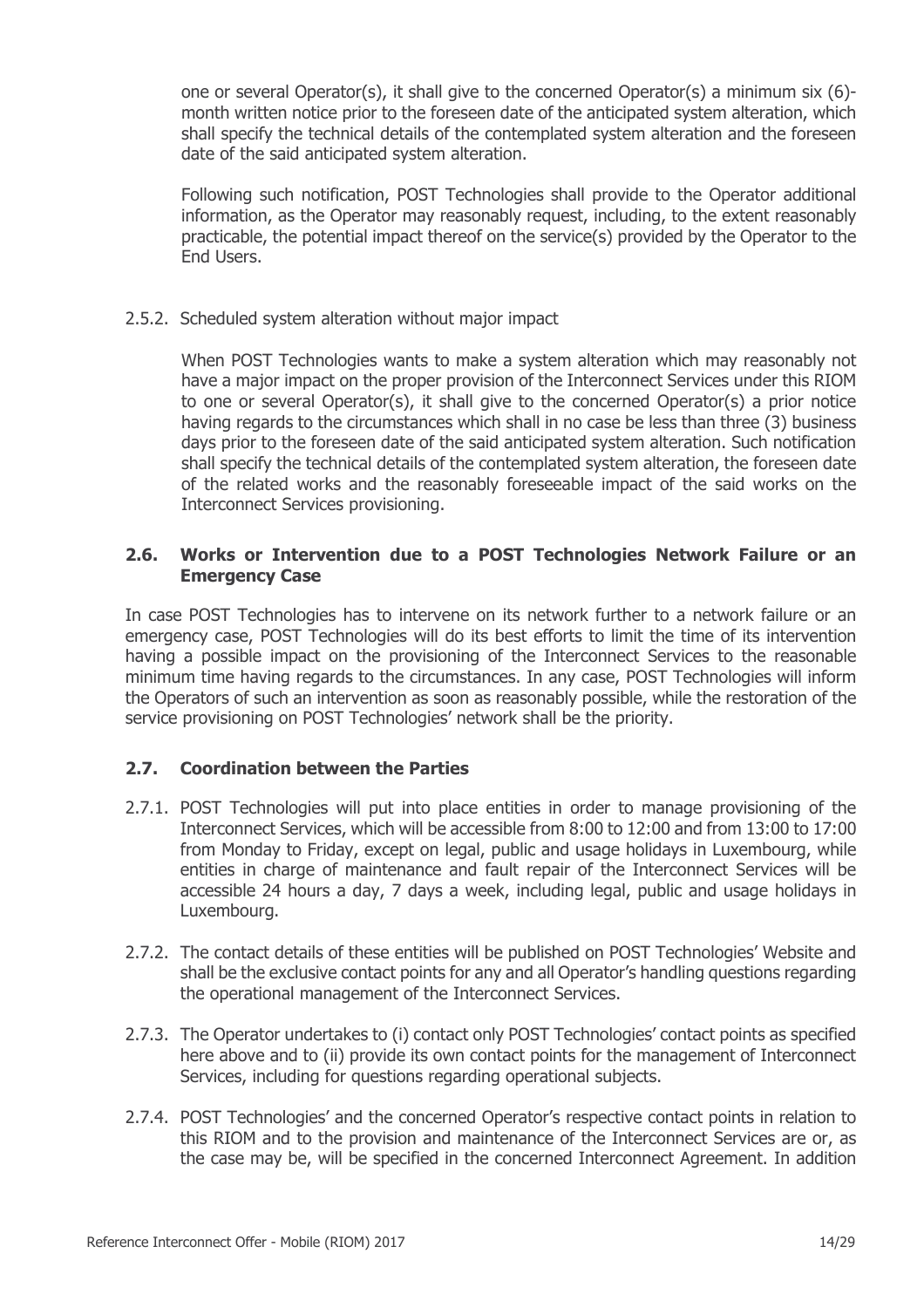one or several Operator(s), it shall give to the concerned Operator(s) a minimum six (6)-month written notice prior to the foreseen date of the anticipated system alteration, which shall specify the technical details of the contemplated system alteration and the foreseen date of the said anticipated system alteration.

Following such notification, POST Technologies shall provide to the Operator additional information, as the Operator may reasonably request, including, to the extent reasonably practicable, the potential impact thereof on the service(s) provided by the Operator to the End Users.

2.5.2. Scheduled system alteration without major impact

When POST Technologies wants to make a system alteration which may reasonably not have a major impact on the proper provision of the Interconnect Services under this RIOM to one or several Operator(s), it shall give to the concerned Operator(s) a prior notice having regards to the circumstances which shall in no case be less than three (3) business days prior to the foreseen date of the said anticipated system alteration. Such notification shall specify the technical details of the contemplated system alteration, the foreseen date of the related works and the reasonably foreseeable impact of the said works on the Interconnect Services provisioning.

### 2.6. Works or Intervention due to a POST Technologies Network Failure or an Emergency Case

In case POST Technologies has to intervene on its network further to a network failure or an emergency case, POST Technologies will do its best efforts to limit the time of its intervention having a possible impact on the provisioning of the Interconnect Services to the reasonable minimum time having regards to the circumstances. In any case, POST Technologies will inform the Operators of such an intervention as soon as reasonably possible, while the restoration of the service provisioning on POST Technologies' network shall be the priority.

### 2.7. Coordination between the Parties

2.7.1. POST Technologies will put into place entities in order to manage provisioning of the Interconnect Services, which will be accessible from 8:00 to 12:00 and from 13:00 to 17:00 from Monday to Friday, except on legal, public and usage holidays in Luxembourg, while entities in charge of maintenance and fault repair of the Interconnect Services will be accessible 24 hours a day, 7 days a week, including legal, public and usage holidays in Luxembourg.

2.7.2. The contact details of these entities will be published on POST Technologies' Website and shall be the exclusive contact points for any and all Operator's handling questions regarding the operational management of the Interconnect Services.

2.7.3. The Operator undertakes to (i) contact only POST Technologies' contact points as specified here above and to (ii) provide its own contact points for the management of Interconnect Services, including for questions regarding operational subjects.

2.7.4. POST Technologies' and the concerned Operator's respective contact points in relation to this RIOM and to the provision and maintenance of the Interconnect Services are or, as the case may be, will be specified in the concerned Interconnect Agreement. In addition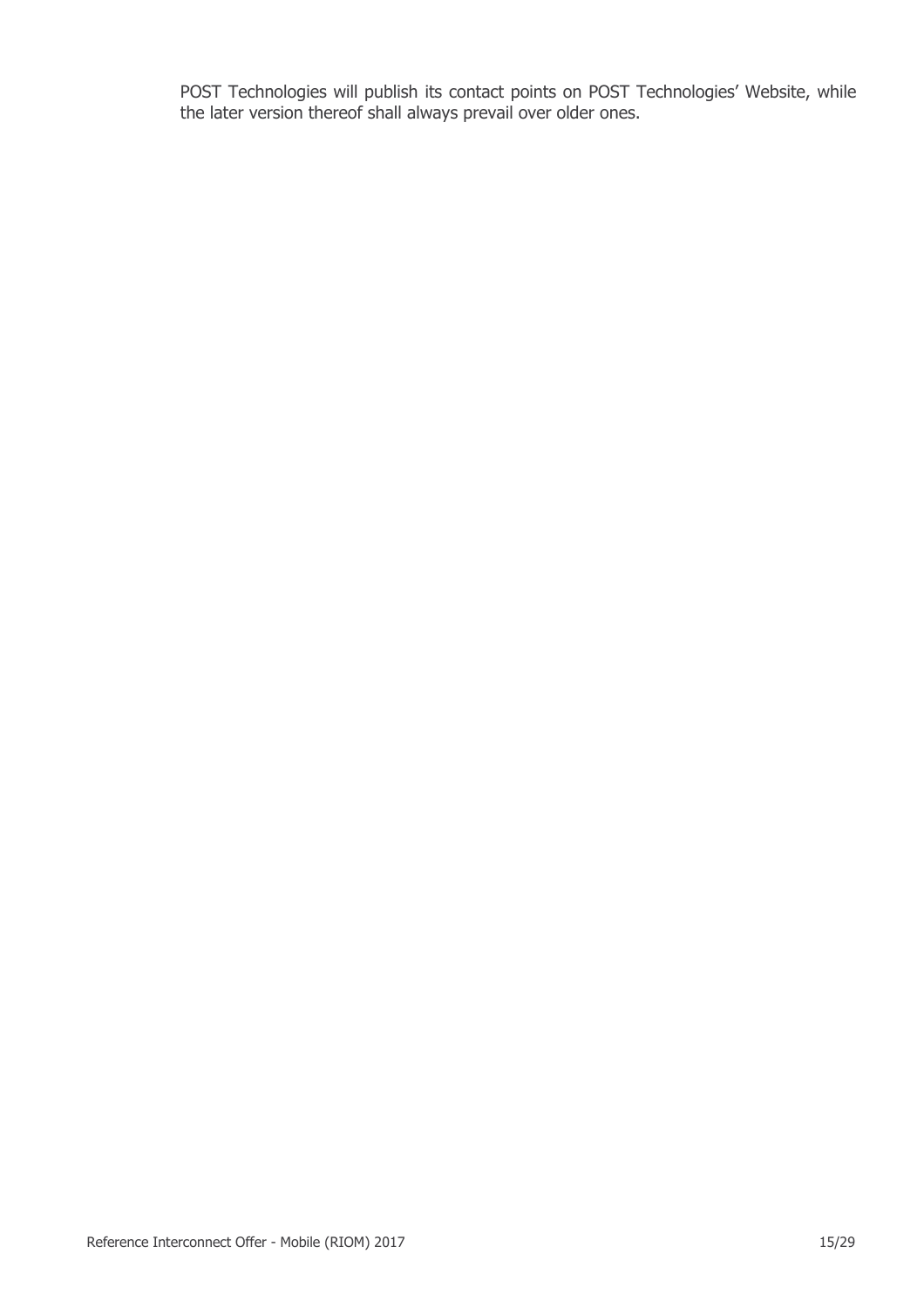POST Technologies will publish its contact points on POST Technologies' Website, while the later version thereof shall always prevail over older ones.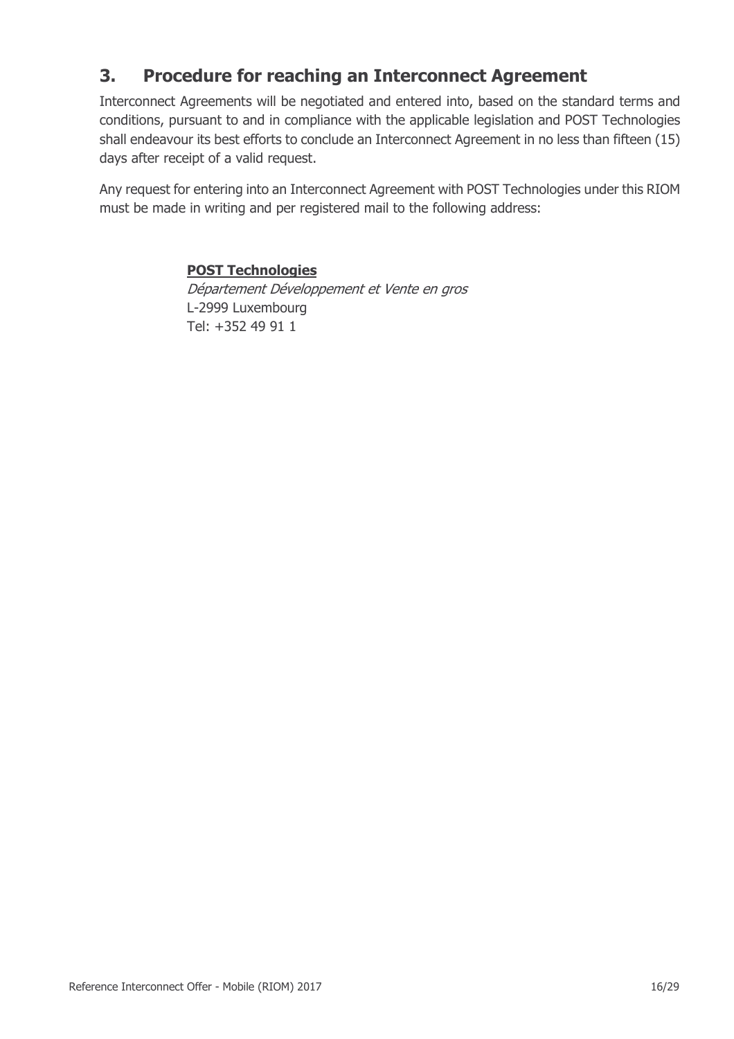## 3. Procedure for reaching an Interconnect Agreement

Interconnect Agreements will be negotiated and entered into, based on the standard terms and conditions, pursuant to and in compliance with the applicable legislation and POST Technologies shall endeavour its best efforts to conclude an Interconnect Agreement in no less than fifteen (15) days after receipt of a valid request.

Any request for entering into an Interconnect Agreement with POST Technologies under this RIOM must be made in writing and per registered mail to the following address:

**POST Technologies**
*Département Développement et Vente en gros*
L-2999 Luxembourg
Tel: +352 49 91 1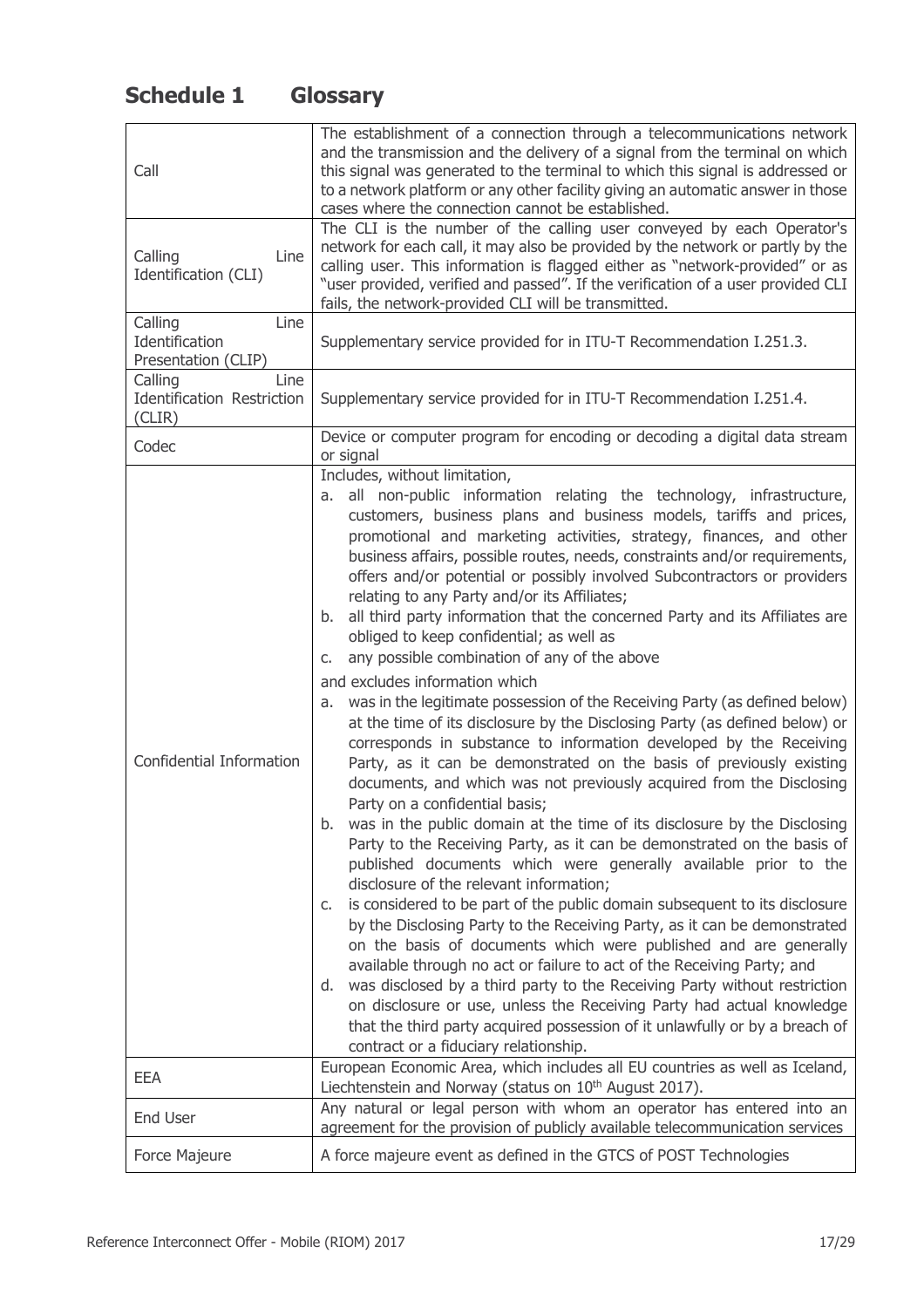## Schedule 1 Glossary

| | |
|---|---|
| Call | The establishment of a connection through a telecommunications network and the transmission and the delivery of a signal from the terminal on which this signal was generated to the terminal to which this signal is addressed or to a network platform or any other facility giving an automatic answer in those cases where the connection cannot be established. |
| Calling Line Identification (CLI) | The CLI is the number of the calling user conveyed by each Operator's network for each call, it may also be provided by the network or partly by the calling user. This information is flagged either as "network-provided" or as "user provided, verified and passed". If the verification of a user provided CLI fails, the network-provided CLI will be transmitted. |
| Calling Line Identification Presentation (CLIP) | Supplementary service provided for in ITU-T Recommendation I.251.3. |
| Calling Line Identification Restriction (CLIR) | Supplementary service provided for in ITU-T Recommendation I.251.4. |
| Codec | Device or computer program for encoding or decoding a digital data stream or signal |
| Confidential Information | Includes, without limitation,<br>a. all non-public information relating the technology, infrastructure, customers, business plans and business models, tariffs and prices, promotional and marketing activities, strategy, finances, and other business affairs, possible routes, needs, constraints and/or requirements, offers and/or potential or possibly involved Subcontractors or providers relating to any Party and/or its Affiliates;<br>b. all third party information that the concerned Party and its Affiliates are obliged to keep confidential; as well as<br>c. any possible combination of any of the above<br>and excludes information which<br>a. was in the legitimate possession of the Receiving Party (as defined below) at the time of its disclosure by the Disclosing Party (as defined below) or corresponds in substance to information developed by the Receiving Party, as it can be demonstrated on the basis of previously existing documents, and which was not previously acquired from the Disclosing Party on a confidential basis;<br>b. was in the public domain at the time of its disclosure by the Disclosing Party to the Receiving Party, as it can be demonstrated on the basis of published documents which were generally available prior to the disclosure of the relevant information;<br>c. is considered to be part of the public domain subsequent to its disclosure by the Disclosing Party to the Receiving Party, as it can be demonstrated on the basis of documents which were published and are generally available through no act or failure to act of the Receiving Party; and<br>d. was disclosed by a third party to the Receiving Party without restriction on disclosure or use, unless the Receiving Party had actual knowledge that the third party acquired possession of it unlawfully or by a breach of contract or a fiduciary relationship. |
| EEA | European Economic Area, which includes all EU countries as well as Iceland, Liechtenstein and Norway (status on 10th August 2017). |
| End User | Any natural or legal person with whom an operator has entered into an agreement for the provision of publicly available telecommunication services |
| Force Majeure | A force majeure event as defined in the GTCS of POST Technologies |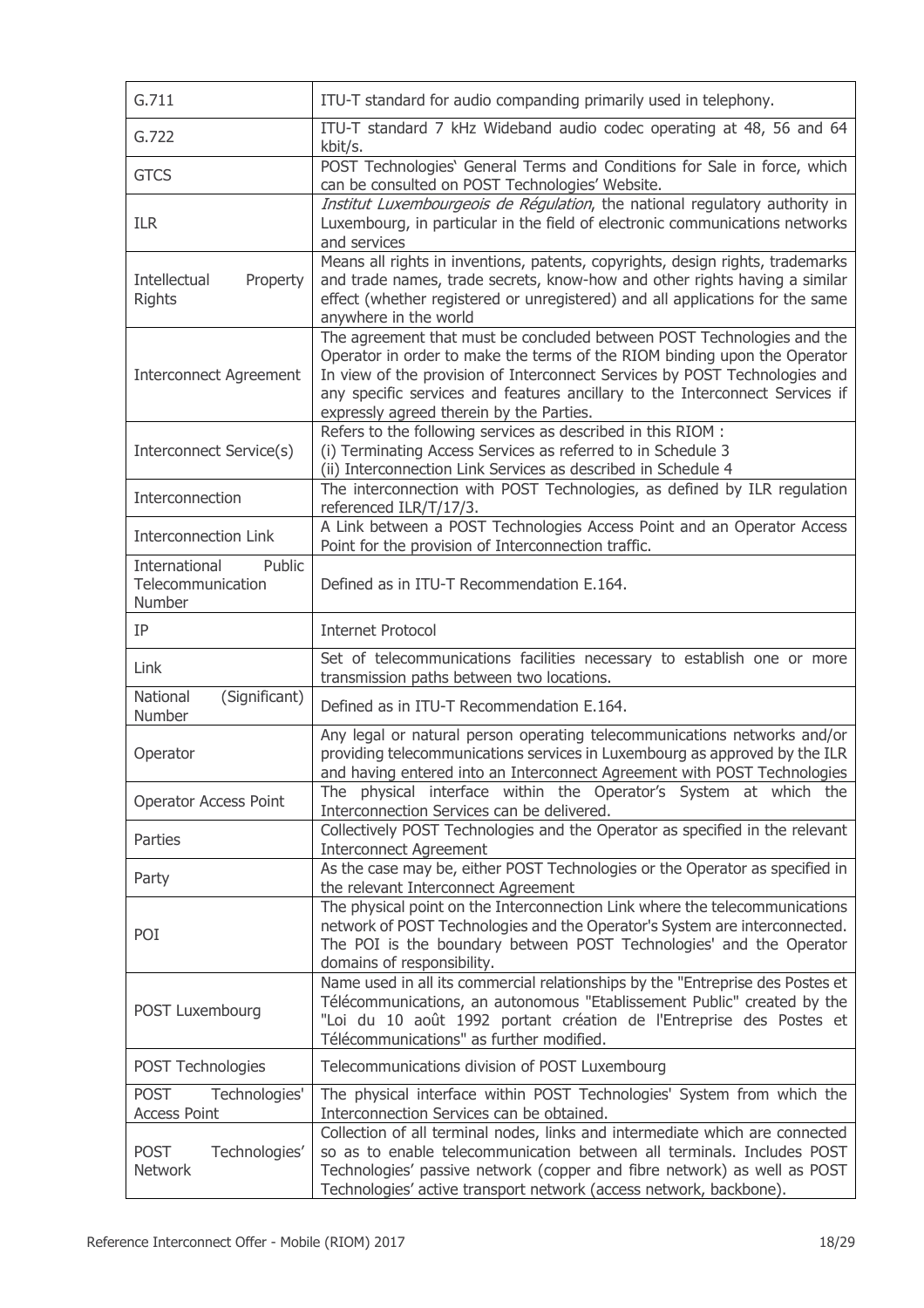| | |
|---|---|
| G.711 | ITU-T standard for audio companding primarily used in telephony. |
| G.722 | ITU-T standard 7 kHz Wideband audio codec operating at 48, 56 and 64 kbit/s. |
| GTCS | POST Technologies' General Terms and Conditions for Sale in force, which can be consulted on POST Technologies' Website. |
| ILR | *Institut Luxembourgeois de Régulation*, the national regulatory authority in Luxembourg, in particular in the field of electronic communications networks and services |
| Intellectual Property Rights | Means all rights in inventions, patents, copyrights, design rights, trademarks and trade names, trade secrets, know-how and other rights having a similar effect (whether registered or unregistered) and all applications for the same anywhere in the world |
| Interconnect Agreement | The agreement that must be concluded between POST Technologies and the Operator in order to make the terms of the RIOM binding upon the Operator In view of the provision of Interconnect Services by POST Technologies and any specific services and features ancillary to the Interconnect Services if expressly agreed therein by the Parties. |
| Interconnect Service(s) | Refers to the following services as described in this RIOM :<br>(i) Terminating Access Services as referred to in Schedule 3<br>(ii) Interconnection Link Services as described in Schedule 4 |
| Interconnection | The interconnection with POST Technologies, as defined by ILR regulation referenced ILR/T/17/3. |
| Interconnection Link | A Link between a POST Technologies Access Point and an Operator Access Point for the provision of Interconnection traffic. |
| International Public Telecommunication Number | Defined as in ITU-T Recommendation E.164. |
| IP | Internet Protocol |
| Link | Set of telecommunications facilities necessary to establish one or more transmission paths between two locations. |
| National (Significant) Number | Defined as in ITU-T Recommendation E.164. |
| Operator | Any legal or natural person operating telecommunications networks and/or providing telecommunications services in Luxembourg as approved by the ILR and having entered into an Interconnect Agreement with POST Technologies |
| Operator Access Point | The physical interface within the Operator's System at which the Interconnection Services can be delivered. |
| Parties | Collectively POST Technologies and the Operator as specified in the relevant Interconnect Agreement |
| Party | As the case may be, either POST Technologies or the Operator as specified in the relevant Interconnect Agreement |
| POI | The physical point on the Interconnection Link where the telecommunications network of POST Technologies and the Operator's System are interconnected. The POI is the boundary between POST Technologies' and the Operator domains of responsibility. |
| POST Luxembourg | Name used in all its commercial relationships by the "Entreprise des Postes et Télécommunications, an autonomous "Etablissement Public" created by the "Loi du 10 août 1992 portant création de l'Entreprise des Postes et Télécommunications" as further modified. |
| POST Technologies | Telecommunications division of POST Luxembourg |
| POST Technologies' Access Point | The physical interface within POST Technologies' System from which the Interconnection Services can be obtained. |
| POST Technologies' Network | Collection of all terminal nodes, links and intermediate which are connected so as to enable telecommunication between all terminals. Includes POST Technologies' passive network (copper and fibre network) as well as POST Technologies' active transport network (access network, backbone). |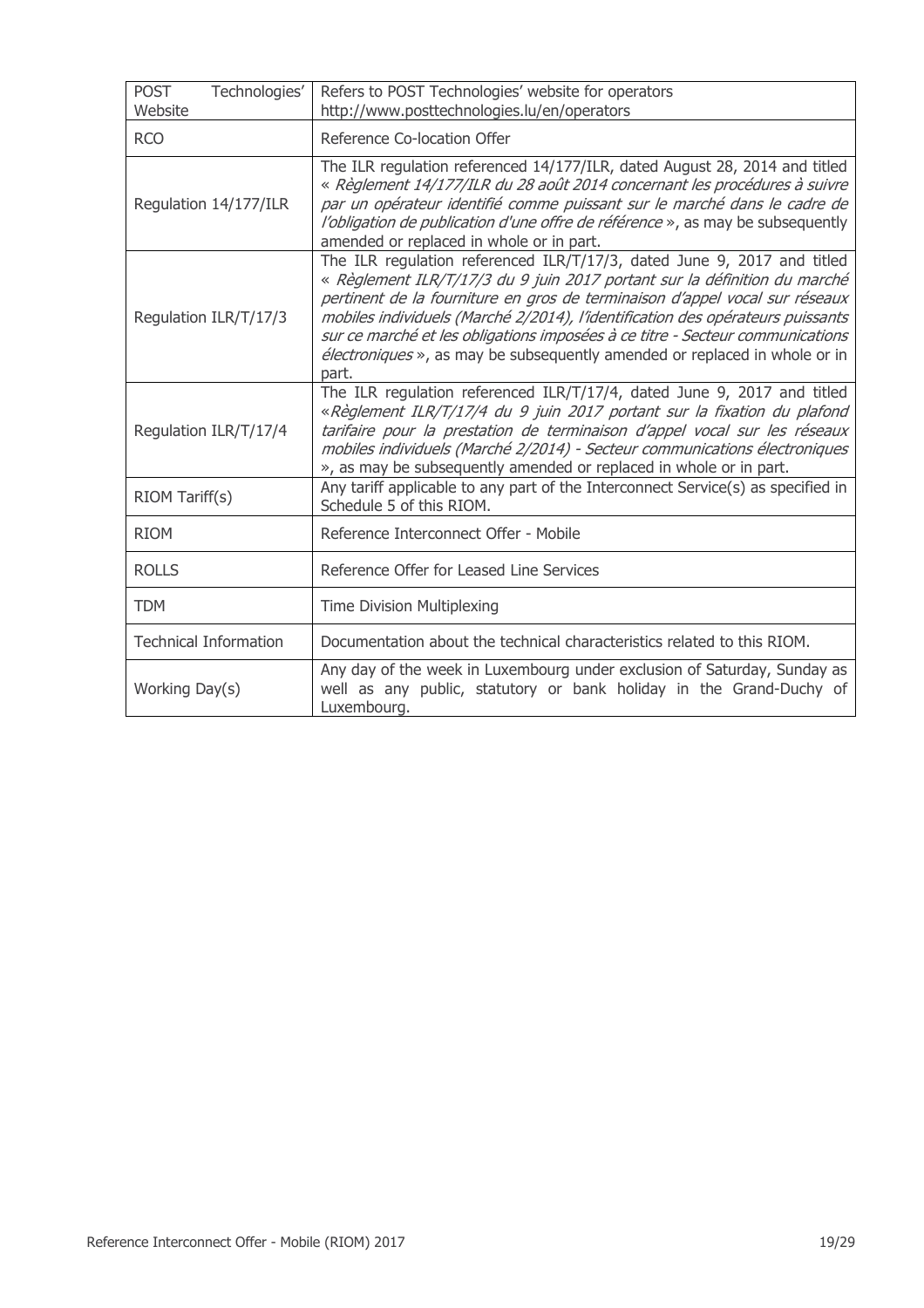| | |
|---|---|
| POST Technologies' Website | Refers to POST Technologies' website for operators http://www.posttechnologies.lu/en/operators |
| RCO | Reference Co-location Offer |
| Regulation 14/177/ILR | The ILR regulation referenced 14/177/ILR, dated August 28, 2014 and titled « *Règlement 14/177/ILR du 28 août 2014 concernant les procédures à suivre par un opérateur identifié comme puissant sur le marché dans le cadre de l'obligation de publication d'une offre de référence* », as may be subsequently amended or replaced in whole or in part. |
| Regulation ILR/T/17/3 | The ILR regulation referenced ILR/T/17/3, dated June 9, 2017 and titled « *Règlement ILR/T/17/3 du 9 juin 2017 portant sur la définition du marché pertinent de la fourniture en gros de terminaison d'appel vocal sur réseaux mobiles individuels (Marché 2/2014), l'identification des opérateurs puissants sur ce marché et les obligations imposées à ce titre - Secteur communications électroniques* », as may be subsequently amended or replaced in whole or in part. |
| Regulation ILR/T/17/4 | The ILR regulation referenced ILR/T/17/4, dated June 9, 2017 and titled «*Règlement ILR/T/17/4 du 9 juin 2017 portant sur la fixation du plafond tarifaire pour la prestation de terminaison d'appel vocal sur les réseaux mobiles individuels (Marché 2/2014) - Secteur communications électroniques* », as may be subsequently amended or replaced in whole or in part. |
| RIOM Tariff(s) | Any tariff applicable to any part of the Interconnect Service(s) as specified in Schedule 5 of this RIOM. |
| RIOM | Reference Interconnect Offer - Mobile |
| ROLLS | Reference Offer for Leased Line Services |
| TDM | Time Division Multiplexing |
| Technical Information | Documentation about the technical characteristics related to this RIOM. |
| Working Day(s) | Any day of the week in Luxembourg under exclusion of Saturday, Sunday as well as any public, statutory or bank holiday in the Grand-Duchy of Luxembourg. |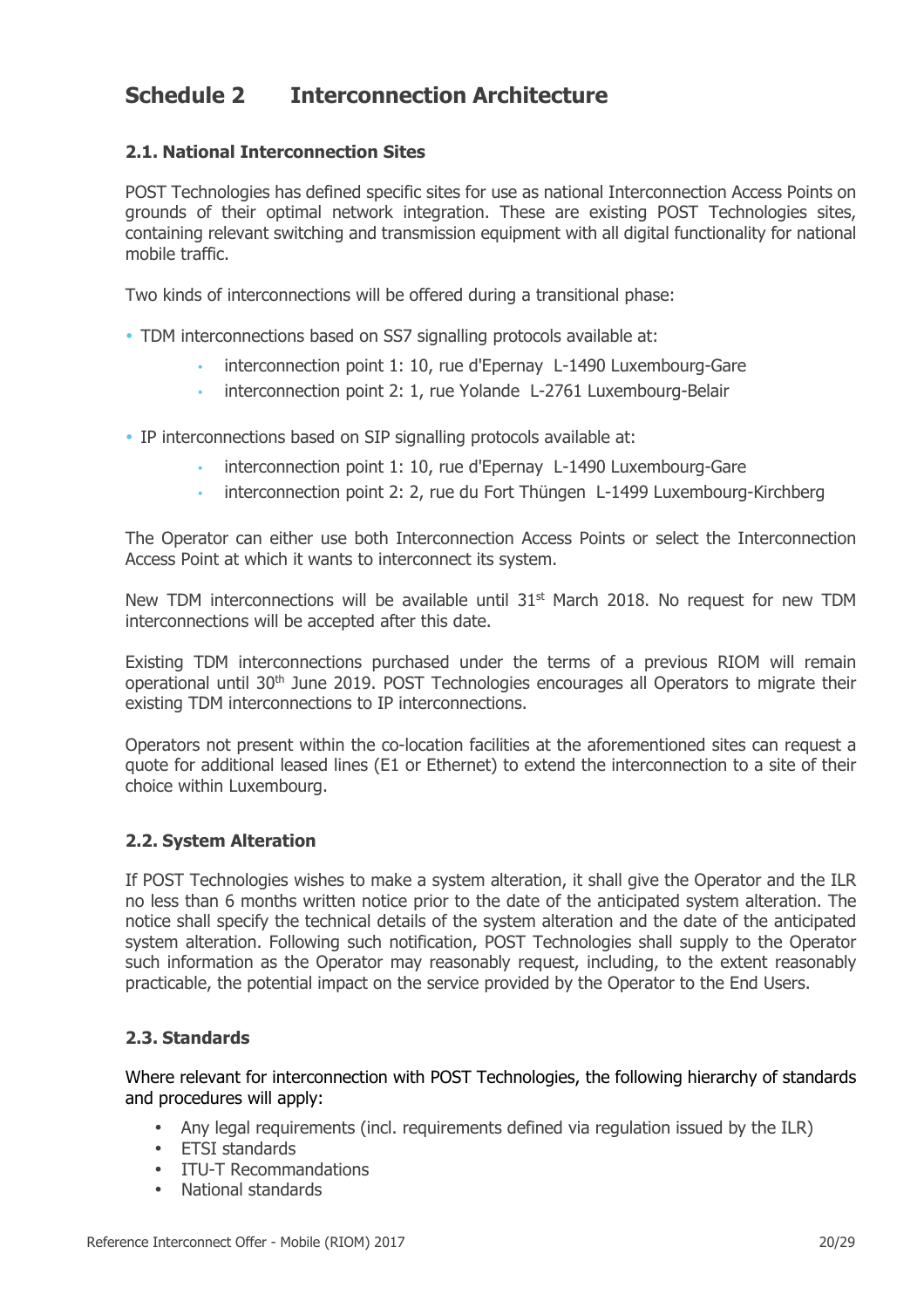# Schedule 2 Interconnection Architecture

## 2.1. National Interconnection Sites

POST Technologies has defined specific sites for use as national Interconnection Access Points on grounds of their optimal network integration. These are existing POST Technologies sites, containing relevant switching and transmission equipment with all digital functionality for national mobile traffic.

Two kinds of interconnections will be offered during a transitional phase:

- TDM interconnections based on SS7 signalling protocols available at:
  - interconnection point 1: 10, rue d'Epernay L-1490 Luxembourg-Gare
  - interconnection point 2: 1, rue Yolande L-2761 Luxembourg-Belair
- IP interconnections based on SIP signalling protocols available at:
  - interconnection point 1: 10, rue d'Epernay L-1490 Luxembourg-Gare
  - interconnection point 2: 2, rue du Fort Thüngen L-1499 Luxembourg-Kirchberg

The Operator can either use both Interconnection Access Points or select the Interconnection Access Point at which it wants to interconnect its system.

New TDM interconnections will be available until 31st March 2018. No request for new TDM interconnections will be accepted after this date.

Existing TDM interconnections purchased under the terms of a previous RIOM will remain operational until 30th June 2019. POST Technologies encourages all Operators to migrate their existing TDM interconnections to IP interconnections.

Operators not present within the co-location facilities at the aforementioned sites can request a quote for additional leased lines (E1 or Ethernet) to extend the interconnection to a site of their choice within Luxembourg.

## 2.2. System Alteration

If POST Technologies wishes to make a system alteration, it shall give the Operator and the ILR no less than 6 months written notice prior to the date of the anticipated system alteration. The notice shall specify the technical details of the system alteration and the date of the anticipated system alteration. Following such notification, POST Technologies shall supply to the Operator such information as the Operator may reasonably request, including, to the extent reasonably practicable, the potential impact on the service provided by the Operator to the End Users.

## 2.3. Standards

Where relevant for interconnection with POST Technologies, the following hierarchy of standards and procedures will apply:

- Any legal requirements (incl. requirements defined via regulation issued by the ILR)
- ETSI standards
- ITU-T Recommandations
- National standards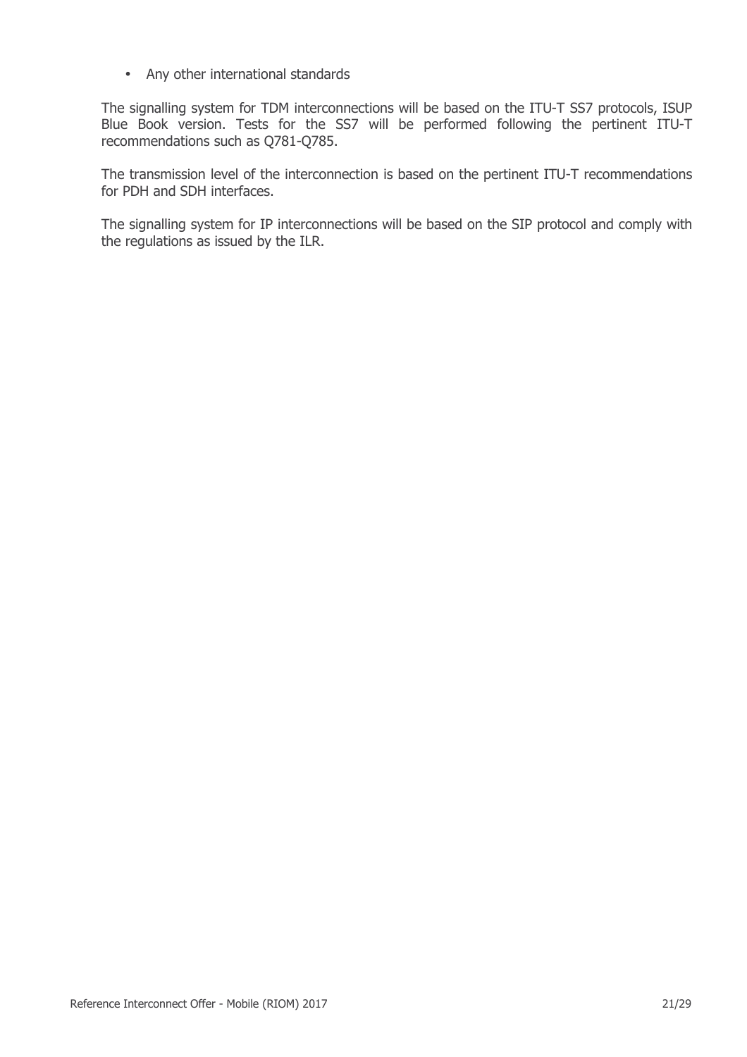- Any other international standards

The signalling system for TDM interconnections will be based on the ITU-T SS7 protocols, ISUP Blue Book version. Tests for the SS7 will be performed following the pertinent ITU-T recommendations such as Q781-Q785.

The transmission level of the interconnection is based on the pertinent ITU-T recommendations for PDH and SDH interfaces.

The signalling system for IP interconnections will be based on the SIP protocol and comply with the regulations as issued by the ILR.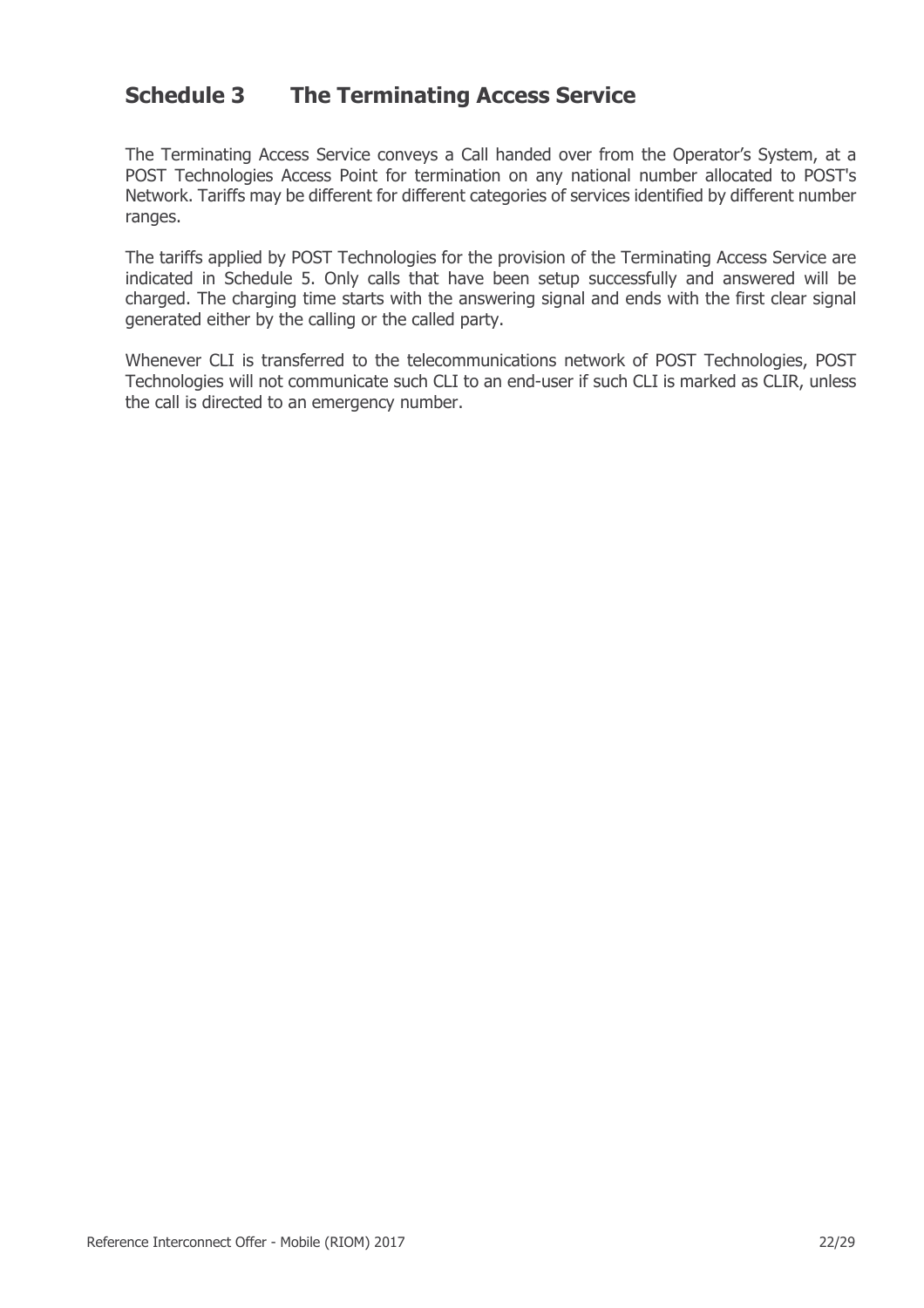# Schedule 3 The Terminating Access Service

The Terminating Access Service conveys a Call handed over from the Operator's System, at a POST Technologies Access Point for termination on any national number allocated to POST's Network. Tariffs may be different for different categories of services identified by different number ranges.

The tariffs applied by POST Technologies for the provision of the Terminating Access Service are indicated in Schedule 5. Only calls that have been setup successfully and answered will be charged. The charging time starts with the answering signal and ends with the first clear signal generated either by the calling or the called party.

Whenever CLI is transferred to the telecommunications network of POST Technologies, POST Technologies will not communicate such CLI to an end-user if such CLI is marked as CLIR, unless the call is directed to an emergency number.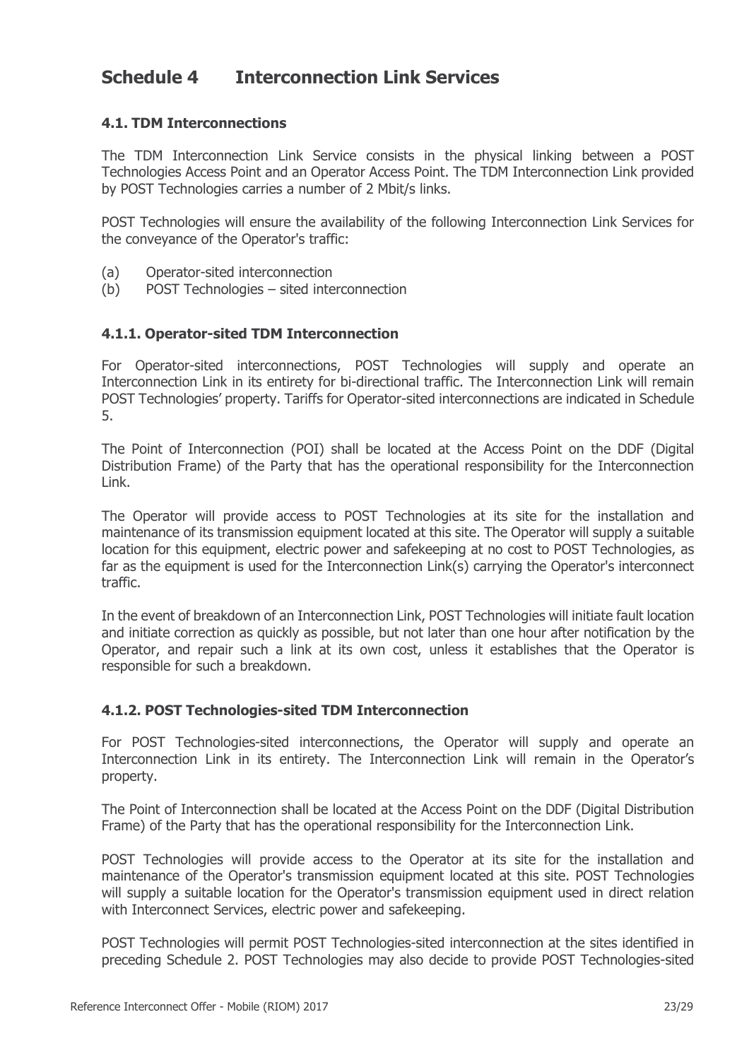# Schedule 4 Interconnection Link Services

### 4.1. TDM Interconnections

The TDM Interconnection Link Service consists in the physical linking between a POST Technologies Access Point and an Operator Access Point. The TDM Interconnection Link provided by POST Technologies carries a number of 2 Mbit/s links.

POST Technologies will ensure the availability of the following Interconnection Link Services for the conveyance of the Operator's traffic:

(a) Operator-sited interconnection
(b) POST Technologies – sited interconnection

#### 4.1.1. Operator-sited TDM Interconnection

For Operator-sited interconnections, POST Technologies will supply and operate an Interconnection Link in its entirety for bi-directional traffic. The Interconnection Link will remain POST Technologies' property. Tariffs for Operator-sited interconnections are indicated in Schedule 5.

The Point of Interconnection (POI) shall be located at the Access Point on the DDF (Digital Distribution Frame) of the Party that has the operational responsibility for the Interconnection Link.

The Operator will provide access to POST Technologies at its site for the installation and maintenance of its transmission equipment located at this site. The Operator will supply a suitable location for this equipment, electric power and safekeeping at no cost to POST Technologies, as far as the equipment is used for the Interconnection Link(s) carrying the Operator's interconnect traffic.

In the event of breakdown of an Interconnection Link, POST Technologies will initiate fault location and initiate correction as quickly as possible, but not later than one hour after notification by the Operator, and repair such a link at its own cost, unless it establishes that the Operator is responsible for such a breakdown.

#### 4.1.2. POST Technologies-sited TDM Interconnection

For POST Technologies-sited interconnections, the Operator will supply and operate an Interconnection Link in its entirety. The Interconnection Link will remain in the Operator's property.

The Point of Interconnection shall be located at the Access Point on the DDF (Digital Distribution Frame) of the Party that has the operational responsibility for the Interconnection Link.

POST Technologies will provide access to the Operator at its site for the installation and maintenance of the Operator's transmission equipment located at this site. POST Technologies will supply a suitable location for the Operator's transmission equipment used in direct relation with Interconnect Services, electric power and safekeeping.

POST Technologies will permit POST Technologies-sited interconnection at the sites identified in preceding Schedule 2. POST Technologies may also decide to provide POST Technologies-sited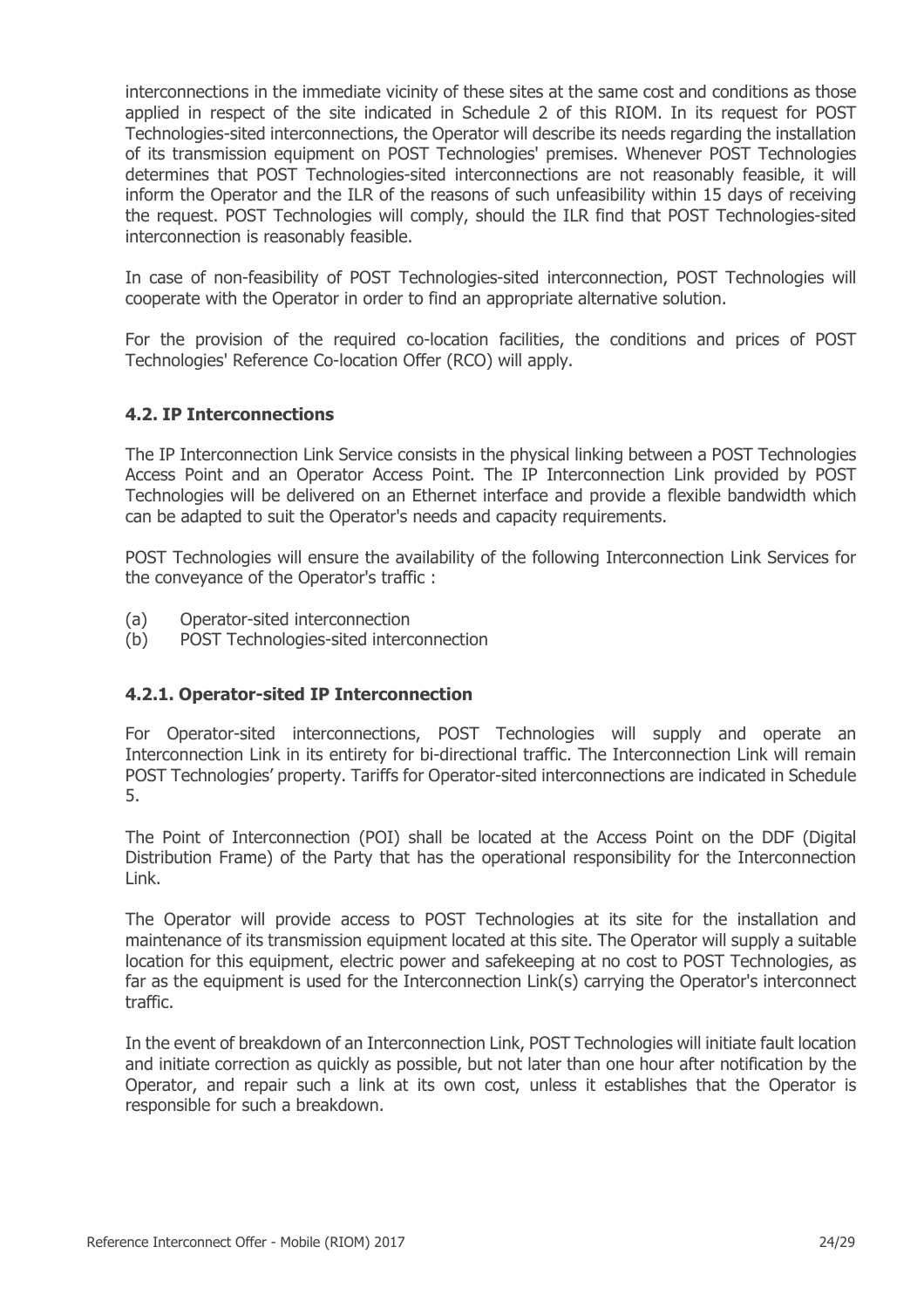interconnections in the immediate vicinity of these sites at the same cost and conditions as those applied in respect of the site indicated in Schedule 2 of this RIOM. In its request for POST Technologies-sited interconnections, the Operator will describe its needs regarding the installation of its transmission equipment on POST Technologies' premises. Whenever POST Technologies determines that POST Technologies-sited interconnections are not reasonably feasible, it will inform the Operator and the ILR of the reasons of such unfeasibility within 15 days of receiving the request. POST Technologies will comply, should the ILR find that POST Technologies-sited interconnection is reasonably feasible.

In case of non-feasibility of POST Technologies-sited interconnection, POST Technologies will cooperate with the Operator in order to find an appropriate alternative solution.

For the provision of the required co-location facilities, the conditions and prices of POST Technologies' Reference Co-location Offer (RCO) will apply.

### 4.2. IP Interconnections

The IP Interconnection Link Service consists in the physical linking between a POST Technologies Access Point and an Operator Access Point. The IP Interconnection Link provided by POST Technologies will be delivered on an Ethernet interface and provide a flexible bandwidth which can be adapted to suit the Operator's needs and capacity requirements.

POST Technologies will ensure the availability of the following Interconnection Link Services for the conveyance of the Operator's traffic :

(a) Operator-sited interconnection
(b) POST Technologies-sited interconnection

#### 4.2.1. Operator-sited IP Interconnection

For Operator-sited interconnections, POST Technologies will supply and operate an Interconnection Link in its entirety for bi-directional traffic. The Interconnection Link will remain POST Technologies' property. Tariffs for Operator-sited interconnections are indicated in Schedule 5.

The Point of Interconnection (POI) shall be located at the Access Point on the DDF (Digital Distribution Frame) of the Party that has the operational responsibility for the Interconnection Link.

The Operator will provide access to POST Technologies at its site for the installation and maintenance of its transmission equipment located at this site. The Operator will supply a suitable location for this equipment, electric power and safekeeping at no cost to POST Technologies, as far as the equipment is used for the Interconnection Link(s) carrying the Operator's interconnect traffic.

In the event of breakdown of an Interconnection Link, POST Technologies will initiate fault location and initiate correction as quickly as possible, but not later than one hour after notification by the Operator, and repair such a link at its own cost, unless it establishes that the Operator is responsible for such a breakdown.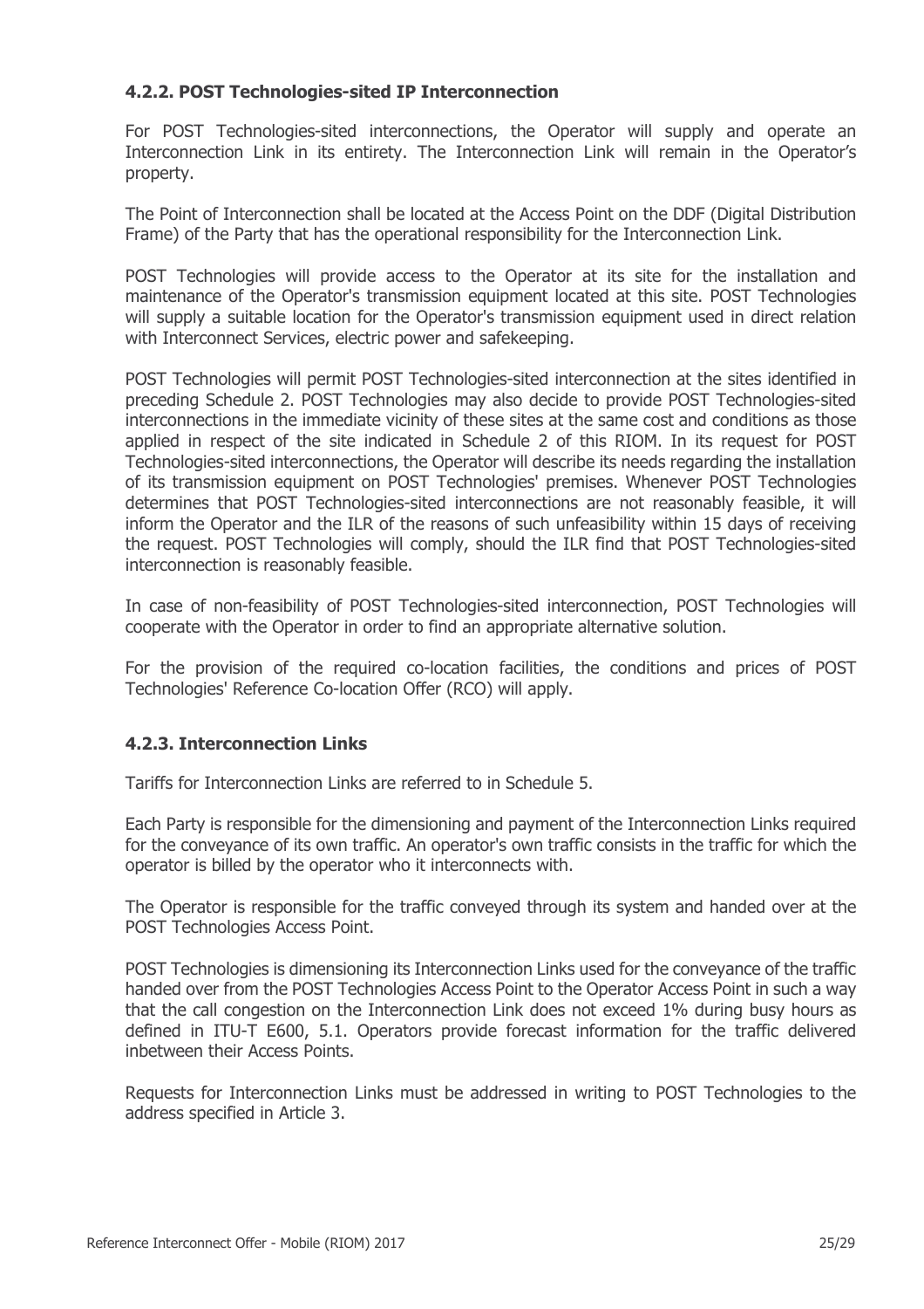#### 4.2.2. POST Technologies-sited IP Interconnection

For POST Technologies-sited interconnections, the Operator will supply and operate an Interconnection Link in its entirety. The Interconnection Link will remain in the Operator's property.

The Point of Interconnection shall be located at the Access Point on the DDF (Digital Distribution Frame) of the Party that has the operational responsibility for the Interconnection Link.

POST Technologies will provide access to the Operator at its site for the installation and maintenance of the Operator's transmission equipment located at this site. POST Technologies will supply a suitable location for the Operator's transmission equipment used in direct relation with Interconnect Services, electric power and safekeeping.

POST Technologies will permit POST Technologies-sited interconnection at the sites identified in preceding Schedule 2. POST Technologies may also decide to provide POST Technologies-sited interconnections in the immediate vicinity of these sites at the same cost and conditions as those applied in respect of the site indicated in Schedule 2 of this RIOM. In its request for POST Technologies-sited interconnections, the Operator will describe its needs regarding the installation of its transmission equipment on POST Technologies' premises. Whenever POST Technologies determines that POST Technologies-sited interconnections are not reasonably feasible, it will inform the Operator and the ILR of the reasons of such unfeasibility within 15 days of receiving the request. POST Technologies will comply, should the ILR find that POST Technologies-sited interconnection is reasonably feasible.

In case of non-feasibility of POST Technologies-sited interconnection, POST Technologies will cooperate with the Operator in order to find an appropriate alternative solution.

For the provision of the required co-location facilities, the conditions and prices of POST Technologies' Reference Co-location Offer (RCO) will apply.

#### 4.2.3. Interconnection Links

Tariffs for Interconnection Links are referred to in Schedule 5.

Each Party is responsible for the dimensioning and payment of the Interconnection Links required for the conveyance of its own traffic. An operator's own traffic consists in the traffic for which the operator is billed by the operator who it interconnects with.

The Operator is responsible for the traffic conveyed through its system and handed over at the POST Technologies Access Point.

POST Technologies is dimensioning its Interconnection Links used for the conveyance of the traffic handed over from the POST Technologies Access Point to the Operator Access Point in such a way that the call congestion on the Interconnection Link does not exceed 1% during busy hours as defined in ITU-T E600, 5.1. Operators provide forecast information for the traffic delivered inbetween their Access Points.

Requests for Interconnection Links must be addressed in writing to POST Technologies to the address specified in Article 3.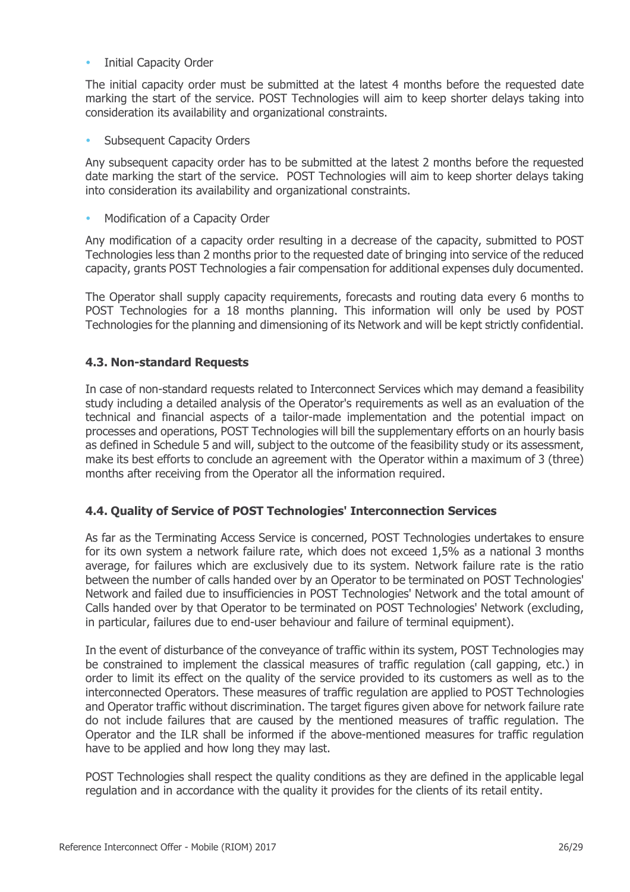- Initial Capacity Order

The initial capacity order must be submitted at the latest 4 months before the requested date marking the start of the service. POST Technologies will aim to keep shorter delays taking into consideration its availability and organizational constraints.

- Subsequent Capacity Orders

Any subsequent capacity order has to be submitted at the latest 2 months before the requested date marking the start of the service. POST Technologies will aim to keep shorter delays taking into consideration its availability and organizational constraints.

- Modification of a Capacity Order

Any modification of a capacity order resulting in a decrease of the capacity, submitted to POST Technologies less than 2 months prior to the requested date of bringing into service of the reduced capacity, grants POST Technologies a fair compensation for additional expenses duly documented.

The Operator shall supply capacity requirements, forecasts and routing data every 6 months to POST Technologies for a 18 months planning. This information will only be used by POST Technologies for the planning and dimensioning of its Network and will be kept strictly confidential.

### 4.3. Non-standard Requests

In case of non-standard requests related to Interconnect Services which may demand a feasibility study including a detailed analysis of the Operator's requirements as well as an evaluation of the technical and financial aspects of a tailor-made implementation and the potential impact on processes and operations, POST Technologies will bill the supplementary efforts on an hourly basis as defined in Schedule 5 and will, subject to the outcome of the feasibility study or its assessment, make its best efforts to conclude an agreement with the Operator within a maximum of 3 (three) months after receiving from the Operator all the information required.

### 4.4. Quality of Service of POST Technologies' Interconnection Services

As far as the Terminating Access Service is concerned, POST Technologies undertakes to ensure for its own system a network failure rate, which does not exceed 1,5% as a national 3 months average, for failures which are exclusively due to its system. Network failure rate is the ratio between the number of calls handed over by an Operator to be terminated on POST Technologies' Network and failed due to insufficiencies in POST Technologies' Network and the total amount of Calls handed over by that Operator to be terminated on POST Technologies' Network (excluding, in particular, failures due to end-user behaviour and failure of terminal equipment).

In the event of disturbance of the conveyance of traffic within its system, POST Technologies may be constrained to implement the classical measures of traffic regulation (call gapping, etc.) in order to limit its effect on the quality of the service provided to its customers as well as to the interconnected Operators. These measures of traffic regulation are applied to POST Technologies and Operator traffic without discrimination. The target figures given above for network failure rate do not include failures that are caused by the mentioned measures of traffic regulation. The Operator and the ILR shall be informed if the above-mentioned measures for traffic regulation have to be applied and how long they may last.

POST Technologies shall respect the quality conditions as they are defined in the applicable legal regulation and in accordance with the quality it provides for the clients of its retail entity.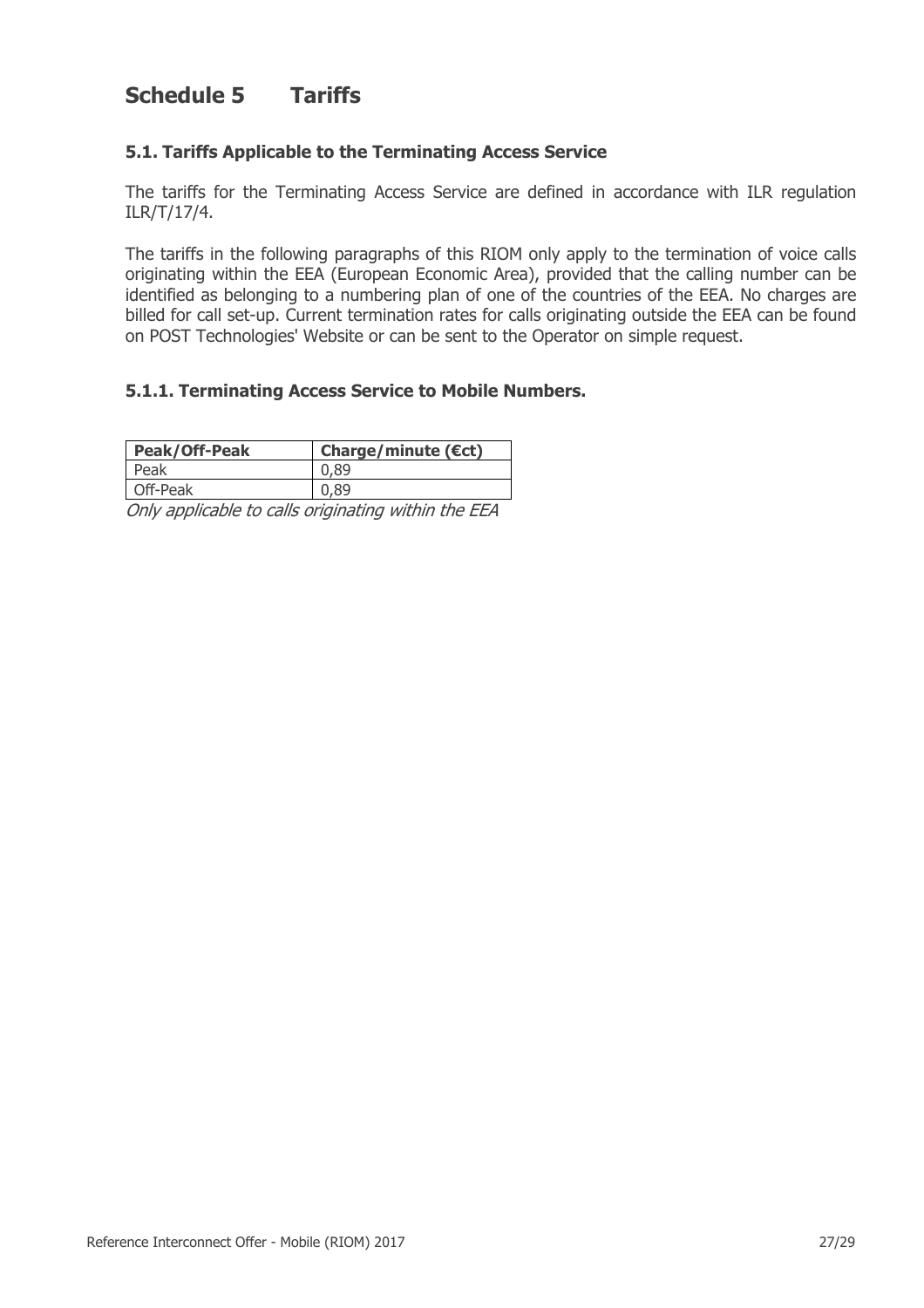# Schedule 5 Tariffs

### 5.1. Tariffs Applicable to the Terminating Access Service

The tariffs for the Terminating Access Service are defined in accordance with ILR regulation ILR/T/17/4.

The tariffs in the following paragraphs of this RIOM only apply to the termination of voice calls originating within the EEA (European Economic Area), provided that the calling number can be identified as belonging to a numbering plan of one of the countries of the EEA. No charges are billed for call set-up. Current termination rates for calls originating outside the EEA can be found on POST Technologies' Website or can be sent to the Operator on simple request.

### 5.1.1. Terminating Access Service to Mobile Numbers.

| Peak/Off-Peak | Charge/minute (€ct) |
|---|---|
| Peak | 0,89 |
| Off-Peak | 0,89 |

*Only applicable to calls originating within the EEA*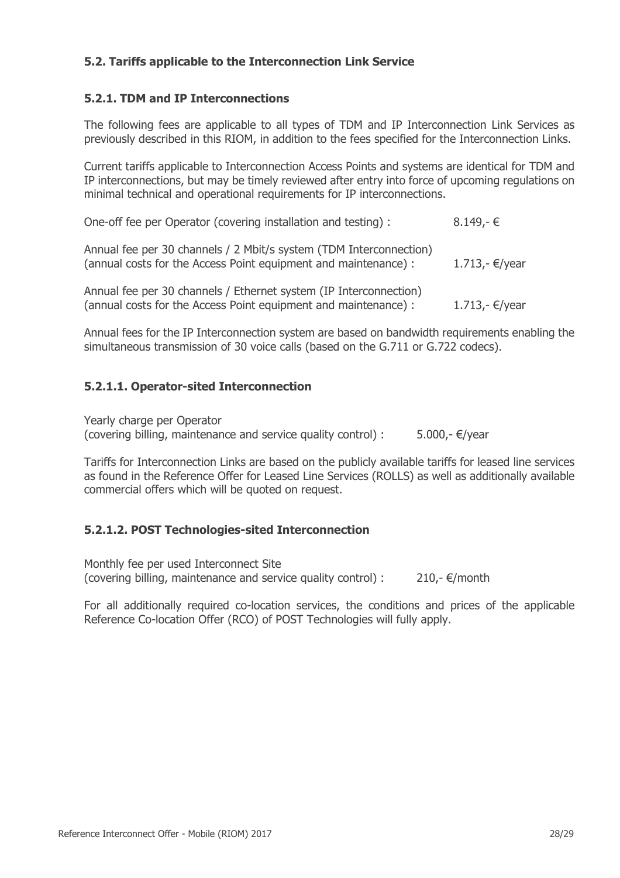### 5.2. Tariffs applicable to the Interconnection Link Service

#### 5.2.1. TDM and IP Interconnections

The following fees are applicable to all types of TDM and IP Interconnection Link Services as previously described in this RIOM, in addition to the fees specified for the Interconnection Links.

Current tariffs applicable to Interconnection Access Points and systems are identical for TDM and IP interconnections, but may be timely reviewed after entry into force of upcoming regulations on minimal technical and operational requirements for IP interconnections.

| | |
|---|---|
| One-off fee per Operator (covering installation and testing) : | 8.149,- € |
| Annual fee per 30 channels / 2 Mbit/s system (TDM Interconnection) (annual costs for the Access Point equipment and maintenance) : | 1.713,- €/year |
| Annual fee per 30 channels / Ethernet system (IP Interconnection) (annual costs for the Access Point equipment and maintenance) : | 1.713,- €/year |

Annual fees for the IP Interconnection system are based on bandwidth requirements enabling the simultaneous transmission of 30 voice calls (based on the G.711 or G.722 codecs).

#### 5.2.1.1. Operator-sited Interconnection

| | |
|---|---|
| Yearly charge per Operator (covering billing, maintenance and service quality control) : | 5.000,- €/year |

Tariffs for Interconnection Links are based on the publicly available tariffs for leased line services as found in the Reference Offer for Leased Line Services (ROLLS) as well as additionally available commercial offers which will be quoted on request.

#### 5.2.1.2. POST Technologies-sited Interconnection

| | |
|---|---|
| Monthly fee per used Interconnect Site (covering billing, maintenance and service quality control) : | 210,- €/month |

For all additionally required co-location services, the conditions and prices of the applicable Reference Co-location Offer (RCO) of POST Technologies will fully apply.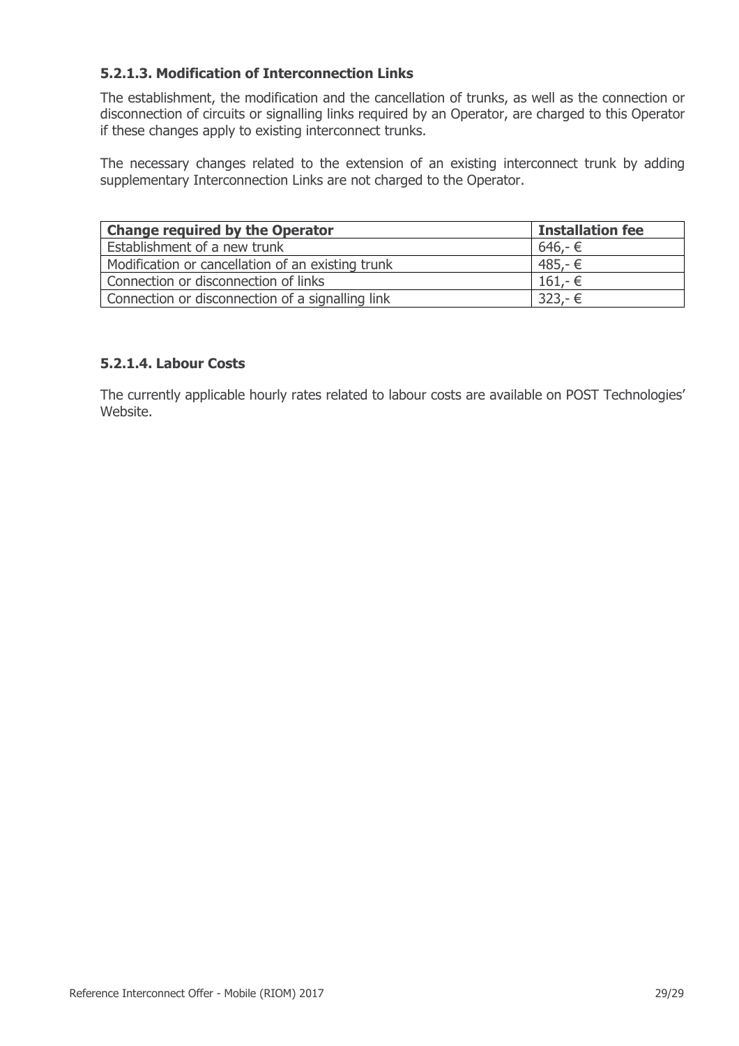### 5.2.1.3. Modification of Interconnection Links

The establishment, the modification and the cancellation of trunks, as well as the connection or disconnection of circuits or signalling links required by an Operator, are charged to this Operator if these changes apply to existing interconnect trunks.

The necessary changes related to the extension of an existing interconnect trunk by adding supplementary Interconnection Links are not charged to the Operator.

| Change required by the Operator | Installation fee |
|---|---|
| Establishment of a new trunk | 646,- € |
| Modification or cancellation of an existing trunk | 485,- € |
| Connection or disconnection of links | 161,- € |
| Connection or disconnection of a signalling link | 323,- € |

### 5.2.1.4. Labour Costs

The currently applicable hourly rates related to labour costs are available on POST Technologies' Website.